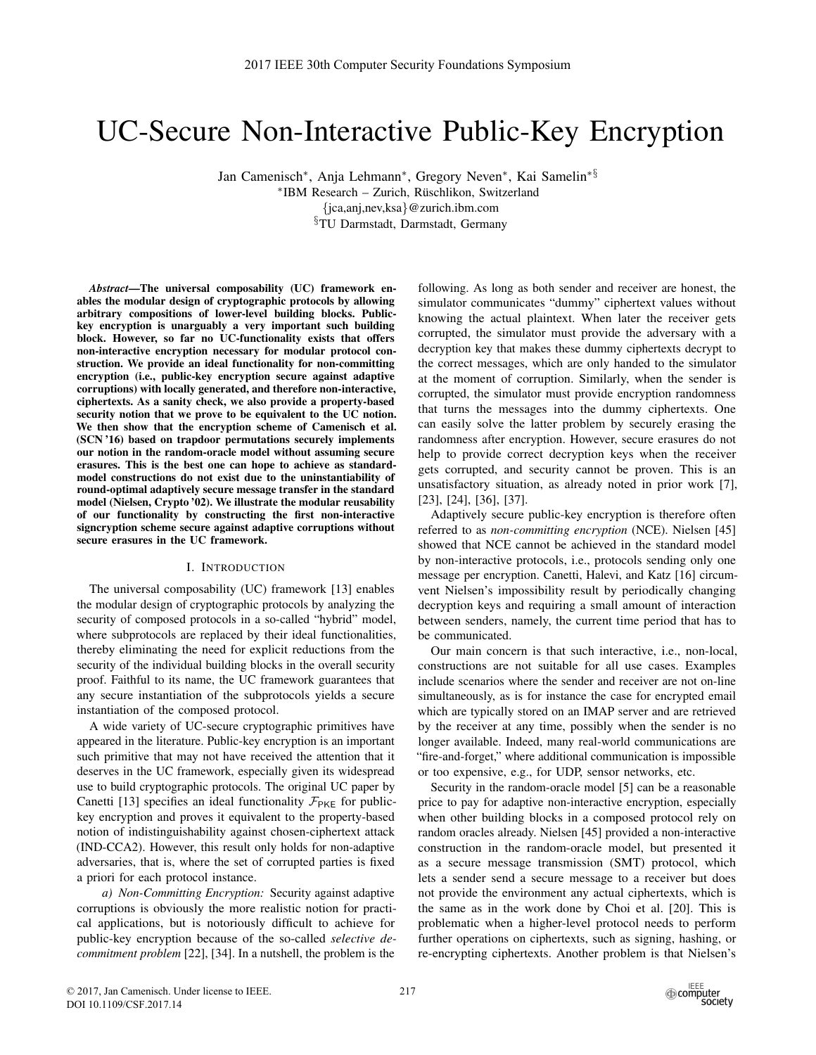// UC-Secure Non-Interactive Public-Key Encryption

Jan Camenisch[*], Anja Lehmann[*], Gregory Neven[*], Kai Samelin[*§]

[*]IBM Research – Zurich, Rüschlikon, Switzerland
{jca,anj,nev,ksa}@zurich.ibm.com
[§]TU Darmstadt, Darmstadt, Germany

***Abstract*—The universal composability (UC) framework enables the modular design of cryptographic protocols by allowing arbitrary compositions of lower-level building blocks. Public-key encryption is unarguably a very important such building block. However, so far no UC-functionality exists that offers non-interactive encryption necessary for modular protocol construction. We provide an ideal functionality for non-committing encryption (i.e., public-key encryption secure against adaptive corruptions) with locally generated, and therefore non-interactive, ciphertexts. As a sanity check, we also provide a property-based security notion that we prove to be equivalent to the UC notion. We then show that the encryption scheme of Camenisch et al. (SCN '16) based on trapdoor permutations securely implements our notion in the random-oracle model without assuming secure erasures. This is the best one can hope to achieve as standard-model constructions do not exist due to the uninstantiability of round-optimal adaptively secure message transfer in the standard model (Nielsen, Crypto '02). We illustrate the modular reusability of our functionality by constructing the first non-interactive signcryption scheme secure against adaptive corruptions without secure erasures in the UC framework.**

## I. Introduction

The universal composability (UC) framework [13] enables the modular design of cryptographic protocols by analyzing the security of composed protocols in a so-called "hybrid" model, where subprotocols are replaced by their ideal functionalities, thereby eliminating the need for explicit reductions from the security of the individual building blocks in the overall security proof. Faithful to its name, the UC framework guarantees that any secure instantiation of the subprotocols yields a secure instantiation of the composed protocol.

A wide variety of UC-secure cryptographic primitives have appeared in the literature. Public-key encryption is an important such primitive that may not have received the attention that it deserves in the UC framework, especially given its widespread use to build cryptographic protocols. The original UC paper by Canetti [13] specifies an ideal functionality $\mathcal{F}_{\mathsf{PKE}}$ for public-key encryption and proves it equivalent to the property-based notion of indistinguishability against chosen-ciphertext attack (IND-CCA2). However, this result only holds for non-adaptive adversaries, that is, where the set of corrupted parties is fixed a priori for each protocol instance.

*a) Non-Committing Encryption:* Security against adaptive corruptions is obviously the more realistic notion for practical applications, but is notoriously difficult to achieve for public-key encryption because of the so-called *selective decommitment problem* [22], [34]. In a nutshell, the problem is the following. As long as both sender and receiver are honest, the simulator communicates "dummy" ciphertext values without knowing the actual plaintext. When later the receiver gets corrupted, the simulator must provide the adversary with a decryption key that makes these dummy ciphertexts decrypt to the correct messages, which are only handed to the simulator at the moment of corruption. Similarly, when the sender is corrupted, the simulator must provide encryption randomness that turns the messages into the dummy ciphertexts. One can easily solve the latter problem by securely erasing the randomness after encryption. However, secure erasures do not help to provide correct decryption keys when the receiver gets corrupted, and security cannot be proven. This is an unsatisfactory situation, as already noted in prior work [7], [23], [24], [36], [37].

Adaptively secure public-key encryption is therefore often referred to as *non-committing encryption* (NCE). Nielsen [45] showed that NCE cannot be achieved in the standard model by non-interactive protocols, i.e., protocols sending only one message per encryption. Canetti, Halevi, and Katz [16] circumvent Nielsen's impossibility result by periodically changing decryption keys and requiring a small amount of interaction between senders, namely, the current time period that has to be communicated.

Our main concern is that such interactive, i.e., non-local, constructions are not suitable for all use cases. Examples include scenarios where the sender and receiver are not on-line simultaneously, as is for instance the case for encrypted email which are typically stored on an IMAP server and are retrieved by the receiver at any time, possibly when the sender is no longer available. Indeed, many real-world communications are "fire-and-forget," where additional communication is impossible or too expensive, e.g., for UDP, sensor networks, etc.

Security in the random-oracle model [5] can be a reasonable price to pay for adaptive non-interactive encryption, especially when other building blocks in a composed protocol rely on random oracles already. Nielsen [45] provided a non-interactive construction in the random-oracle model, but presented it as a secure message transmission (SMT) protocol, which lets a sender send a secure message to a receiver but does not provide the environment any actual ciphertexts, which is the same as in the work done by Choi et al. [20]. This is problematic when a higher-level protocol needs to perform further operations on ciphertexts, such as signing, hashing, or re-encrypting ciphertexts. Another problem is that Nielsen's

© 2017, Jan Camenisch. Under license to IEEE.
DOI 10.1109/CSF.2017.14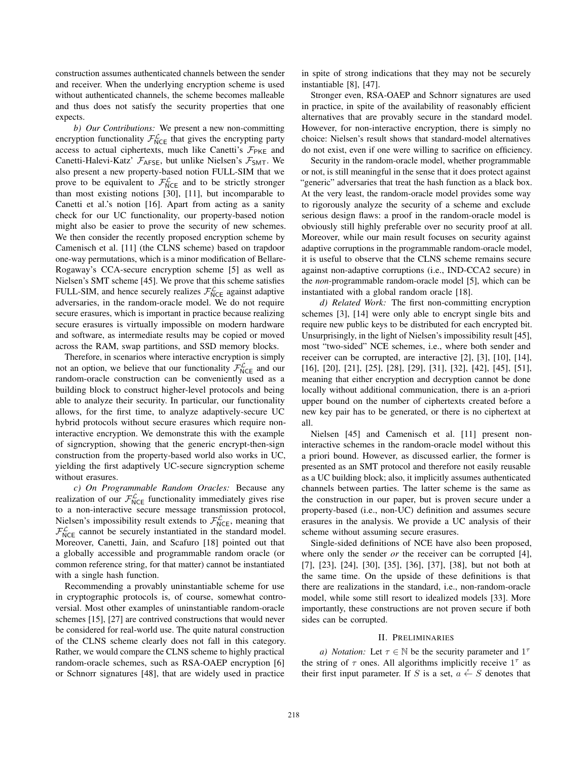construction assumes authenticated channels between the sender and receiver. When the underlying encryption scheme is used without authenticated channels, the scheme becomes malleable and thus does not satisfy the security properties that one expects.

*b) Our Contributions:* We present a new non-committing encryption functionality $\mathcal{F}_{\mathsf{NCE}}^{\mathcal{L}}$ that gives the encrypting party access to actual ciphertexts, much like Canetti's $\mathcal{F}_{\mathsf{PKE}}$ and Canetti-Halevi-Katz' $\mathcal{F}_{\mathsf{AFSE}}$, but unlike Nielsen's $\mathcal{F}_{\mathsf{SMT}}$. We also present a new property-based notion FULL-SIM that we prove to be equivalent to $\mathcal{F}_{\mathsf{NCE}}^{\mathcal{L}}$ and to be strictly stronger than most existing notions [30], [11], but incomparable to Canetti et al.'s notion [16]. Apart from acting as a sanity check for our UC functionality, our property-based notion might also be easier to prove the security of new schemes. We then consider the recently proposed encryption scheme by Camenisch et al. [11] (the CLNS scheme) based on trapdoor one-way permutations, which is a minor modification of Bellare-Rogaway's CCA-secure encryption scheme [5] as well as Nielsen's SMT scheme [45]. We prove that this scheme satisfies FULL-SIM, and hence securely realizes $\mathcal{F}_{\mathsf{NCE}}^{\mathcal{L}}$ against adaptive adversaries, in the random-oracle model. We do not require secure erasures, which is important in practice because realizing secure erasures is virtually impossible on modern hardware and software, as intermediate results may be copied or moved across the RAM, swap partitions, and SSD memory blocks.

Therefore, in scenarios where interactive encryption is simply not an option, we believe that our functionality $\mathcal{F}_{\mathsf{NCE}}^{\mathcal{L}}$ and our random-oracle construction can be conveniently used as a building block to construct higher-level protocols and being able to analyze their security. In particular, our functionality allows, for the first time, to analyze adaptively-secure UC hybrid protocols without secure erasures which require non-interactive encryption. We demonstrate this with the example of signcryption, showing that the generic encrypt-then-sign construction from the property-based world also works in UC, yielding the first adaptively UC-secure signcryption scheme without erasures.

*c) On Programmable Random Oracles:* Because any realization of our $\mathcal{F}_{\mathsf{NCE}}^{\mathcal{L}}$ functionality immediately gives rise to a non-interactive secure message transmission protocol, Nielsen's impossibility result extends to $\mathcal{F}_{\mathsf{NCE}}^{\mathcal{L}}$, meaning that $\mathcal{F}_{\mathsf{NCE}}^{\mathcal{L}}$ cannot be securely instantiated in the standard model. Moreover, Canetti, Jain, and Scafuro [18] pointed out that a globally accessible and programmable random oracle (or common reference string, for that matter) cannot be instantiated with a single hash function.

Recommending a provably uninstantiable scheme for use in cryptographic protocols is, of course, somewhat controversial. Most other examples of uninstantiable random-oracle schemes [15], [27] are contrived constructions that would never be considered for real-world use. The quite natural construction of the CLNS scheme clearly does not fall in this category. Rather, we would compare the CLNS scheme to highly practical random-oracle schemes, such as RSA-OAEP encryption [6] or Schnorr signatures [48], that are widely used in practice in spite of strong indications that they may not be securely instantiable [8], [47].

Stronger even, RSA-OAEP and Schnorr signatures are used in practice, in spite of the availability of reasonably efficient alternatives that are provably secure in the standard model. However, for non-interactive encryption, there is simply no choice: Nielsen's result shows that standard-model alternatives do not exist, even if one were willing to sacrifice on efficiency.

Security in the random-oracle model, whether programmable or not, is still meaningful in the sense that it does protect against "generic" adversaries that treat the hash function as a black box. At the very least, the random-oracle model provides some way to rigorously analyze the security of a scheme and exclude serious design flaws: a proof in the random-oracle model is obviously still highly preferable over no security proof at all. Moreover, while our main result focuses on security against adaptive corruptions in the programmable random-oracle model, it is useful to observe that the CLNS scheme remains secure against non-adaptive corruptions (i.e., IND-CCA2 secure) in the *non*-programmable random-oracle model [5], which can be instantiated with a global random oracle [18].

*d) Related Work:* The first non-committing encryption schemes [3], [14] were only able to encrypt single bits and require new public keys to be distributed for each encrypted bit. Unsurprisingly, in the light of Nielsen's impossibility result [45], most "two-sided" NCE schemes, i.e., where both sender and receiver can be corrupted, are interactive [2], [3], [10], [14], [16], [20], [21], [25], [28], [29], [31], [32], [42], [45], [51], meaning that either encryption and decryption cannot be done locally without additional communication, there is an a-priori upper bound on the number of ciphertexts created before a new key pair has to be generated, or there is no ciphertext at all.

Nielsen [45] and Camenisch et al. [11] present non-interactive schemes in the random-oracle model without this a priori bound. However, as discussed earlier, the former is presented as an SMT protocol and therefore not easily reusable as a UC building block; also, it implicitly assumes authenticated channels between parties. The latter scheme is the same as the construction in our paper, but is proven secure under a property-based (i.e., non-UC) definition and assumes secure erasures in the analysis. We provide a UC analysis of their scheme without assuming secure erasures.

Single-sided definitions of NCE have also been proposed, where only the sender *or* the receiver can be corrupted [4], [7], [23], [24], [30], [35], [36], [37], [38], but not both at the same time. On the upside of these definitions is that there are realizations in the standard, i.e., non-random-oracle model, while some still resort to idealized models [33]. More importantly, these constructions are not proven secure if both sides can be corrupted.

## II. Preliminaries

*a) Notation:* Let $\tau \in \mathbb{N}$ be the security parameter and $1^\tau$ the string of $\tau$ ones. All algorithms implicitly receive $1^\tau$ as their first input parameter. If $S$ is a set, $a \xleftarrow{r} S$ denotes that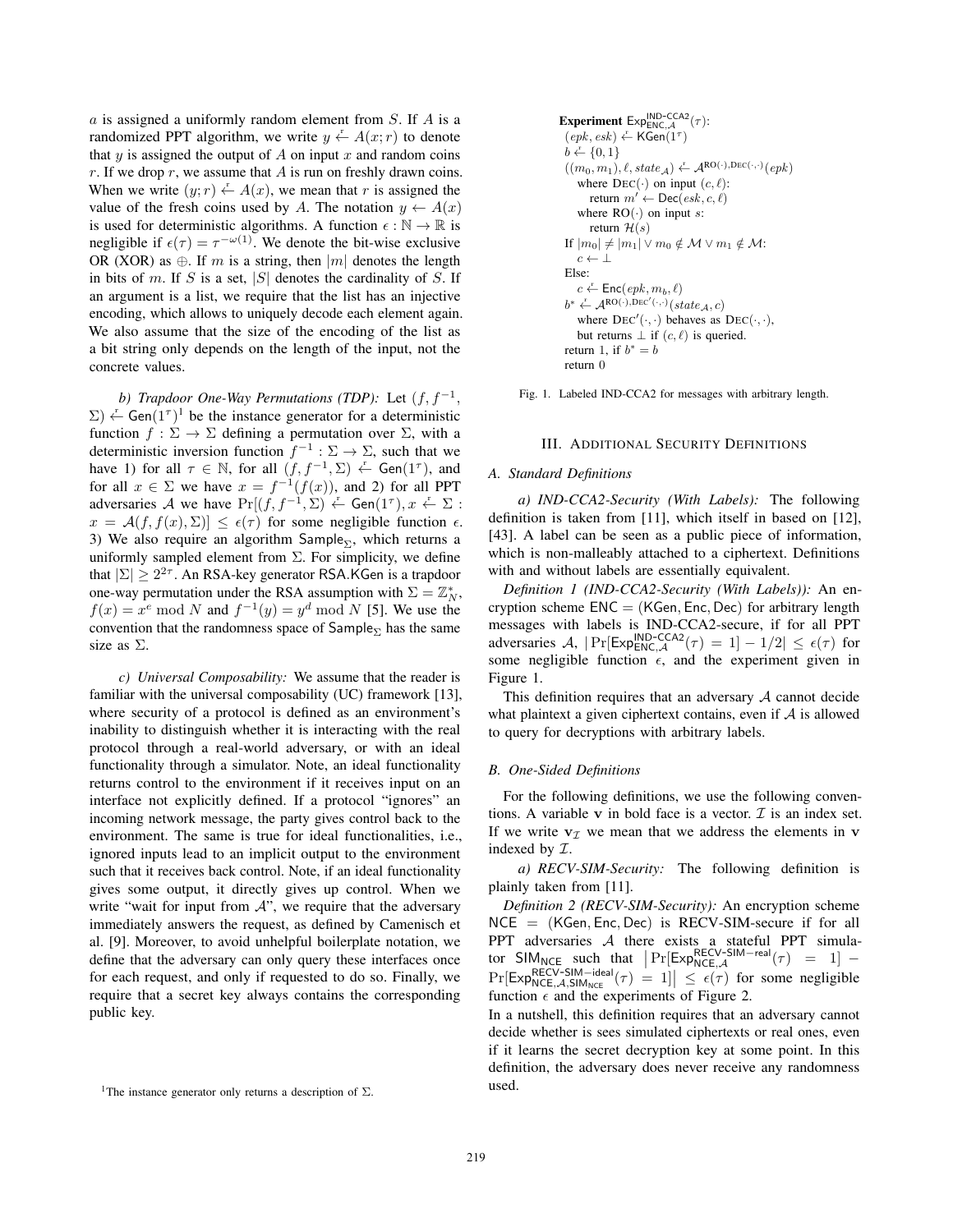$a$ is assigned a uniformly random element from $S$. If $A$ is a randomized PPT algorithm, we write $y \xleftarrow{r} A(x; r)$ to denote that $y$ is assigned the output of $A$ on input $x$ and random coins $r$. If we drop $r$, we assume that $A$ is run on freshly drawn coins. When we write $(y; r) \xleftarrow{r} A(x)$, we mean that $r$ is assigned the value of the fresh coins used by $A$. The notation $y \leftarrow A(x)$ is used for deterministic algorithms. A function $\epsilon : \mathbb{N} \to \mathbb{R}$ is negligible if $\epsilon(\tau) = \tau^{-\omega(1)}$. We denote the bit-wise exclusive OR (XOR) as $\oplus$. If $m$ is a string, then $|m|$ denotes the length in bits of $m$. If $S$ is a set, $|S|$ denotes the cardinality of $S$. If an argument is a list, we require that the list has an injective encoding, which allows to uniquely decode each element again. We also assume that the size of the encoding of the list as a bit string only depends on the length of the input, not the concrete values.

*b) Trapdoor One-Way Permutations (TDP):* Let $(f, f^{-1}, \Sigma) \xleftarrow{r} \mathsf{Gen}(1^\tau)$[1] be the instance generator for a deterministic function $f : \Sigma \to \Sigma$ defining a permutation over $\Sigma$, with a deterministic inversion function $f^{-1} : \Sigma \to \Sigma$, such that we have 1) for all $\tau \in \mathbb{N}$, for all $(f, f^{-1}, \Sigma) \xleftarrow{r} \mathsf{Gen}(1^\tau)$, and for all $x \in \Sigma$ we have $x = f^{-1}(f(x))$, and 2) for all PPT adversaries $\mathcal{A}$ we have $\Pr[(f, f^{-1}, \Sigma) \xleftarrow{r} \mathsf{Gen}(1^\tau), x \xleftarrow{r} \Sigma : x = \mathcal{A}(f, f(x), \Sigma)] \leq \epsilon(\tau)$ for some negligible function $\epsilon$. 3) We also require an algorithm $\mathsf{Sample}_\Sigma$, which returns a uniformly sampled element from $\Sigma$. For simplicity, we define that $|\Sigma| \geq 2^{2\tau}$. An RSA-key generator $\mathsf{RSA.KGen}$ is a trapdoor one-way permutation under the RSA assumption with $\Sigma = \mathbb{Z}_N^*$, $f(x) = x^e \bmod N$ and $f^{-1}(y) = y^d \bmod N$ [5]. We use the convention that the randomness space of $\mathsf{Sample}_\Sigma$ has the same size as $\Sigma$.

*c) Universal Composability:* We assume that the reader is familiar with the universal composability (UC) framework [13], where security of a protocol is defined as an environment's inability to distinguish whether it is interacting with the real protocol through a real-world adversary, or with an ideal functionality through a simulator. Note, an ideal functionality returns control to the environment if it receives input on an interface not explicitly defined. If a protocol "ignores" an incoming network message, the party gives control back to the environment. The same is true for ideal functionalities, i.e., ignored inputs lead to an implicit output to the environment such that it receives back control. Note, if an ideal functionality gives some output, it directly gives up control. When we write "wait for input from $\mathcal{A}$", we require that the adversary immediately answers the request, as defined by Camenisch et al. [9]. Moreover, to avoid unhelpful boilerplate notation, we define that the adversary can only query these interfaces once for each request, and only if requested to do so. Finally, we require that a secret key always contains the corresponding public key.

[1]The instance generator only returns a description of $\Sigma$.

**Experiment** $\mathsf{Exp}^{\mathsf{IND\text{-}CCA2}}_{\mathsf{ENC},\mathcal{A}}(\tau)$:
$(epk, esk) \xleftarrow{r} \mathsf{KGen}(1^\tau)$
$b \xleftarrow{r} \{0, 1\}$
$((m_0, m_1), \ell, state_\mathcal{A}) \xleftarrow{r} \mathcal{A}^{\mathrm{RO}(\cdot),\mathrm{DEC}(\cdot,\cdot)}(epk)$
  where $\mathrm{DEC}(\cdot)$ on input $(c, \ell)$:
    return $m' \leftarrow \mathsf{Dec}(esk, c, \ell)$
  where $\mathrm{RO}(\cdot)$ on input $s$:
    return $\mathcal{H}(s)$
If $|m_0| \neq |m_1| \vee m_0 \notin \mathcal{M} \vee m_1 \notin \mathcal{M}$:
  $c \leftarrow \perp$
Else:
  $c \xleftarrow{r} \mathsf{Enc}(epk, m_b, \ell)$
$b^* \xleftarrow{r} \mathcal{A}^{\mathrm{RO}(\cdot),\mathrm{DEC}'(\cdot,\cdot)}(state_\mathcal{A}, c)$
  where $\mathrm{DEC}'(\cdot,\cdot)$ behaves as $\mathrm{DEC}(\cdot,\cdot)$,
  but returns $\perp$ if $(c, \ell)$ is queried.
return 1, if $b^* = b$
return 0

Fig. 1. Labeled IND-CCA2 for messages with arbitrary length.

## III. Additional Security Definitions

### A. Standard Definitions

*a) IND-CCA2-Security (With Labels):* The following definition is taken from [11], which itself in based on [12], [43]. A label can be seen as a public piece of information, which is non-malleably attached to a ciphertext. Definitions with and without labels are essentially equivalent.

*Definition 1 (IND-CCA2-Security (With Labels)):* An encryption scheme $\mathsf{ENC} = (\mathsf{KGen}, \mathsf{Enc}, \mathsf{Dec})$ for arbitrary length messages with labels is IND-CCA2-secure, if for all PPT adversaries $\mathcal{A}$, $|\Pr[\mathsf{Exp}^{\mathsf{IND\text{-}CCA2}}_{\mathsf{ENC},\mathcal{A}}(\tau) = 1] - 1/2| \leq \epsilon(\tau)$ for some negligible function $\epsilon$, and the experiment given in Figure 1.

This definition requires that an adversary $\mathcal{A}$ cannot decide what plaintext a given ciphertext contains, even if $\mathcal{A}$ is allowed to query for decryptions with arbitrary labels.

### B. One-Sided Definitions

For the following definitions, we use the following conventions. A variable $\mathbf{v}$ in bold face is a vector. $\mathcal{I}$ is an index set. If we write $\mathbf{v}_\mathcal{I}$ we mean that we address the elements in $\mathbf{v}$ indexed by $\mathcal{I}$.

*a) RECV-SIM-Security:* The following definition is plainly taken from [11].

*Definition 2 (RECV-SIM-Security):* An encryption scheme $\mathsf{NCE} = (\mathsf{KGen}, \mathsf{Enc}, \mathsf{Dec})$ is RECV-SIM-secure if for all PPT adversaries $\mathcal{A}$ there exists a stateful PPT simulator $\mathsf{SIM}_{\mathsf{NCE}}$ such that $\left|\Pr[\mathsf{Exp}^{\mathsf{RECV\text{-}SIM-real}}_{\mathsf{NCE},\mathcal{A}}(\tau) = 1] - \Pr[\mathsf{Exp}^{\mathsf{RECV\text{-}SIM-ideal}}_{\mathsf{NCE},\mathcal{A},\mathsf{SIM}_{\mathsf{NCE}}}(\tau) = 1]\right| \leq \epsilon(\tau)$ for some negligible function $\epsilon$ and the experiments of Figure 2.

In a nutshell, this definition requires that an adversary cannot decide whether is sees simulated ciphertexts or real ones, even if it learns the secret decryption key at some point. In this definition, the adversary does never receive any randomness used.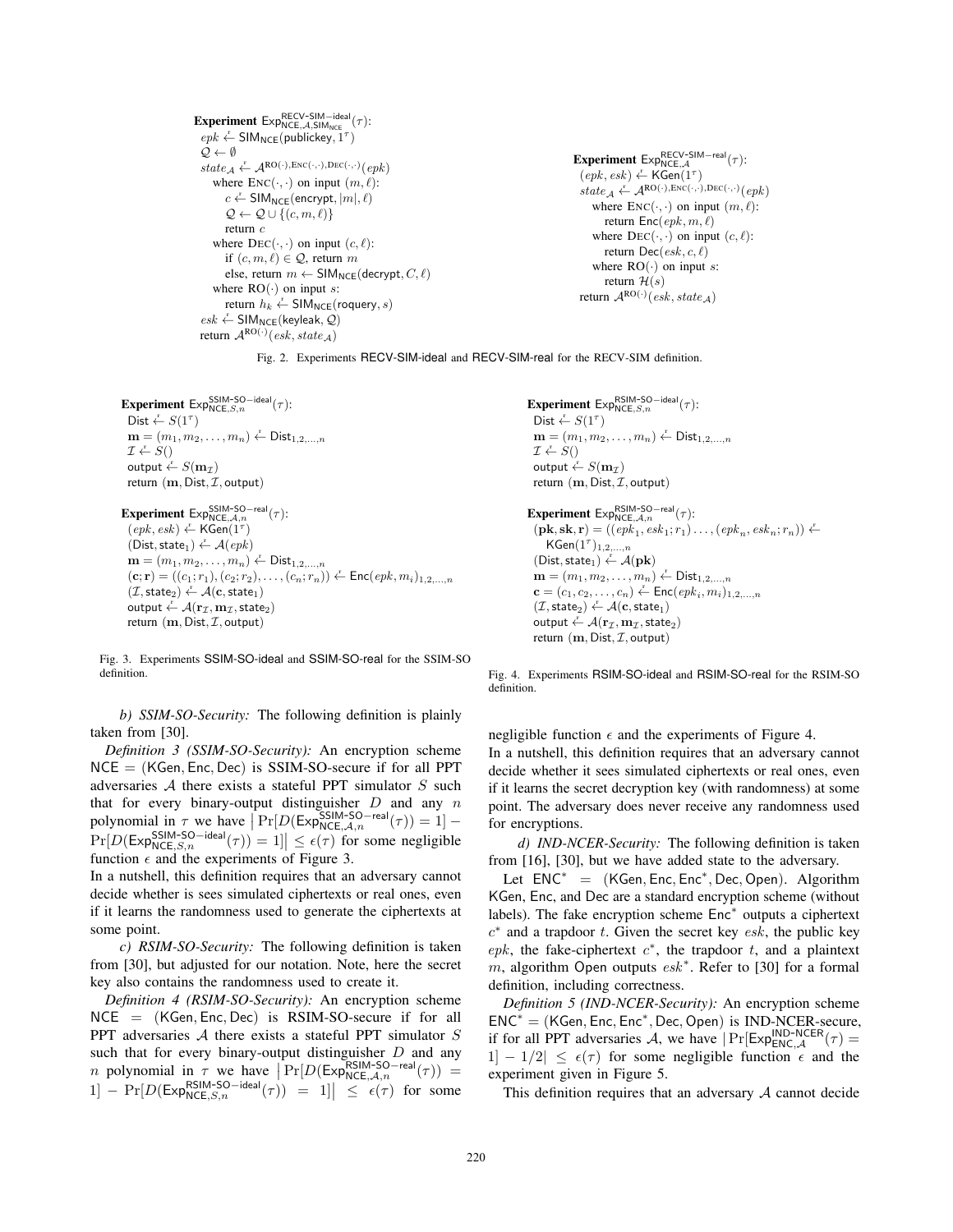**Experiment** $\mathsf{Exp}^{\mathsf{RECV\text{-}SIM-ideal}}_{\mathsf{NCE},\mathcal{A},\mathsf{SIM}_{\mathsf{NCE}}}(\tau)$:
$epk \xleftarrow{r} \mathsf{SIM}_{\mathsf{NCE}}(\mathsf{publickey}, 1^\tau)$
$\mathcal{Q} \leftarrow \emptyset$
$state_{\mathcal{A}} \xleftarrow{r} \mathcal{A}^{\mathrm{RO}(\cdot),\mathrm{Enc}(\cdot,\cdot),\mathrm{Dec}(\cdot,\cdot)}(epk)$
  where $\mathrm{Enc}(\cdot,\cdot)$ on input $(m,\ell)$:
    $c \xleftarrow{r} \mathsf{SIM}_{\mathsf{NCE}}(\mathsf{encrypt}, |m|, \ell)$
    $\mathcal{Q} \leftarrow \mathcal{Q} \cup \{(c, m, \ell)\}$
    return $c$
  where $\mathrm{Dec}(\cdot,\cdot)$ on input $(c,\ell)$:
    if $(c, m, \ell) \in \mathcal{Q}$, return $m$
    else, return $m \leftarrow \mathsf{SIM}_{\mathsf{NCE}}(\mathsf{decrypt}, C, \ell)$
  where $\mathrm{RO}(\cdot)$ on input $s$:
    return $h_k \xleftarrow{r} \mathsf{SIM}_{\mathsf{NCE}}(\mathsf{roquery}, s)$
$esk \xleftarrow{r} \mathsf{SIM}_{\mathsf{NCE}}(\mathsf{keyleak}, \mathcal{Q})$
return $\mathcal{A}^{\mathrm{RO}(\cdot)}(esk, state_{\mathcal{A}})$

**Experiment** $\mathsf{Exp}^{\mathsf{RECV\text{-}SIM-real}}_{\mathsf{NCE},\mathcal{A}}(\tau)$:
$(epk, esk) \xleftarrow{r} \mathsf{KGen}(1^\tau)$
$state_{\mathcal{A}} \xleftarrow{r} \mathcal{A}^{\mathrm{RO}(\cdot),\mathrm{Enc}(\cdot,\cdot),\mathrm{Dec}(\cdot,\cdot)}(epk)$
  where $\mathrm{Enc}(\cdot,\cdot)$ on input $(m,\ell)$:
    return $\mathsf{Enc}(epk, m, \ell)$
  where $\mathrm{Dec}(\cdot,\cdot)$ on input $(c,\ell)$:
    return $\mathsf{Dec}(esk, c, \ell)$
  where $\mathrm{RO}(\cdot)$ on input $s$:
    return $\mathcal{H}(s)$
return $\mathcal{A}^{\mathrm{RO}(\cdot)}(esk, state_{\mathcal{A}})$

Fig. 2. Experiments RECV-SIM-ideal and RECV-SIM-real for the RECV-SIM definition.

**Experiment** $\mathsf{Exp}^{\mathsf{SSIM\text{-}SO-ideal}}_{\mathsf{NCE},S,n}(\tau)$:
$\mathsf{Dist} \xleftarrow{r} S(1^\tau)$
$\mathbf{m} = (m_1, m_2, \ldots, m_n) \xleftarrow{r} \mathsf{Dist}_{1,2,\ldots,n}$
$\mathcal{I} \xleftarrow{r} S()$
$\mathsf{output} \xleftarrow{r} S(\mathbf{m}_{\mathcal{I}})$
return $(\mathbf{m}, \mathsf{Dist}, \mathcal{I}, \mathsf{output})$

**Experiment** $\mathsf{Exp}^{\mathsf{SSIM\text{-}SO-real}}_{\mathsf{NCE},\mathcal{A},n}(\tau)$:
$(epk, esk) \xleftarrow{r} \mathsf{KGen}(1^\tau)$
$(\mathsf{Dist}, \mathsf{state}_1) \xleftarrow{r} \mathcal{A}(epk)$
$\mathbf{m} = (m_1, m_2, \ldots, m_n) \xleftarrow{r} \mathsf{Dist}_{1,2,\ldots,n}$
$(\mathbf{c};\mathbf{r}) = ((c_1;r_1),(c_2;r_2),\ldots,(c_n;r_n)) \xleftarrow{r} \mathsf{Enc}(epk, m_i)_{1,2,\ldots,n}$
$(\mathcal{I}, \mathsf{state}_2) \xleftarrow{r} \mathcal{A}(\mathbf{c}, \mathsf{state}_1)$
$\mathsf{output} \xleftarrow{r} \mathcal{A}(\mathbf{r}_{\mathcal{I}}, \mathbf{m}_{\mathcal{I}}, \mathsf{state}_2)$
return $(\mathbf{m}, \mathsf{Dist}, \mathcal{I}, \mathsf{output})$

Fig. 3. Experiments SSIM-SO-ideal and SSIM-SO-real for the SSIM-SO definition.

**Experiment** $\mathsf{Exp}^{\mathsf{RSIM\text{-}SO-ideal}}_{\mathsf{NCE},S,n}(\tau)$:
$\mathsf{Dist} \xleftarrow{r} S(1^\tau)$
$\mathbf{m} = (m_1, m_2, \ldots, m_n) \xleftarrow{r} \mathsf{Dist}_{1,2,\ldots,n}$
$\mathcal{I} \xleftarrow{r} S()$
$\mathsf{output} \xleftarrow{r} S(\mathbf{m}_{\mathcal{I}})$
return $(\mathbf{m}, \mathsf{Dist}, \mathcal{I}, \mathsf{output})$

**Experiment** $\mathsf{Exp}^{\mathsf{RSIM\text{-}SO-real}}_{\mathsf{NCE},\mathcal{A},n}(\tau)$:
$(\mathbf{pk}, \mathbf{sk}, \mathbf{r}) = ((epk_1, esk_1; r_1) \ldots, (epk_n, esk_n; r_n)) \xleftarrow{r}$
  $\mathsf{KGen}(1^\tau)_{1,2,\ldots,n}$
$(\mathsf{Dist}, \mathsf{state}_1) \xleftarrow{r} \mathcal{A}(\mathbf{pk})$
$\mathbf{m} = (m_1, m_2, \ldots, m_n) \xleftarrow{r} \mathsf{Dist}_{1,2,\ldots,n}$
$\mathbf{c} = (c_1, c_2, \ldots, c_n) \xleftarrow{r} \mathsf{Enc}(epk_i, m_i)_{1,2,\ldots,n}$
$(\mathcal{I}, \mathsf{state}_2) \xleftarrow{r} \mathcal{A}(\mathbf{c}, \mathsf{state}_1)$
$\mathsf{output} \xleftarrow{r} \mathcal{A}(\mathbf{r}_{\mathcal{I}}, \mathbf{m}_{\mathcal{I}}, \mathsf{state}_2)$
return $(\mathbf{m}, \mathsf{Dist}, \mathcal{I}, \mathsf{output})$

Fig. 4. Experiments RSIM-SO-ideal and RSIM-SO-real for the RSIM-SO definition.

*b) SSIM-SO-Security:* The following definition is plainly taken from [30].

*Definition 3 (SSIM-SO-Security):* An encryption scheme $\mathsf{NCE} = (\mathsf{KGen}, \mathsf{Enc}, \mathsf{Dec})$ is SSIM-SO-secure if for all PPT adversaries $\mathcal{A}$ there exists a stateful PPT simulator $S$ such that for every binary-output distinguisher $D$ and any $n$ polynomial in $\tau$ we have $\left|\Pr[D(\mathsf{Exp}^{\mathsf{SSIM\text{-}SO-real}}_{\mathsf{NCE},\mathcal{A},n}(\tau)) = 1] - \Pr[D(\mathsf{Exp}^{\mathsf{SSIM\text{-}SO-ideal}}_{\mathsf{NCE},S,n}(\tau)) = 1]\right| \leq \epsilon(\tau)$ for some negligible function $\epsilon$ and the experiments of Figure 3.

In a nutshell, this definition requires that an adversary cannot decide whether is sees simulated ciphertexts or real ones, even if it learns the randomness used to generate the ciphertexts at some point.

*c) RSIM-SO-Security:* The following definition is taken from [30], but adjusted for our notation. Note, here the secret key also contains the randomness used to create it.

*Definition 4 (RSIM-SO-Security):* An encryption scheme $\mathsf{NCE} = (\mathsf{KGen}, \mathsf{Enc}, \mathsf{Dec})$ is RSIM-SO-secure if for all PPT adversaries $\mathcal{A}$ there exists a stateful PPT simulator $S$ such that for every binary-output distinguisher $D$ and any $n$ polynomial in $\tau$ we have $\left|\Pr[D(\mathsf{Exp}^{\mathsf{RSIM\text{-}SO-real}}_{\mathsf{NCE},\mathcal{A},n}(\tau)) = 1] - \Pr[D(\mathsf{Exp}^{\mathsf{RSIM\text{-}SO-ideal}}_{\mathsf{NCE},S,n}(\tau)) = 1]\right| \leq \epsilon(\tau)$ for some negligible function $\epsilon$ and the experiments of Figure 4.

In a nutshell, this definition requires that an adversary cannot decide whether it sees simulated ciphertexts or real ones, even if it learns the secret decryption key (with randomness) at some point. The adversary does never receive any randomness used for encryptions.

*d) IND-NCER-Security:* The following definition is taken from [16], [30], but we have added state to the adversary.

Let $\mathsf{ENC}^* = (\mathsf{KGen}, \mathsf{Enc}, \mathsf{Enc}^*, \mathsf{Dec}, \mathsf{Open})$. Algorithm $\mathsf{KGen}$, $\mathsf{Enc}$, and $\mathsf{Dec}$ are a standard encryption scheme (without labels). The fake encryption scheme $\mathsf{Enc}^*$ outputs a ciphertext $c^*$ and a trapdoor $t$. Given the secret key $esk$, the public key $epk$, the fake-ciphertext $c^*$, the trapdoor $t$, and a plaintext $m$, algorithm $\mathsf{Open}$ outputs $esk^*$. Refer to [30] for a formal definition, including correctness.

*Definition 5 (IND-NCER-Security):* An encryption scheme $\mathsf{ENC}^* = (\mathsf{KGen}, \mathsf{Enc}, \mathsf{Enc}^*, \mathsf{Dec}, \mathsf{Open})$ is IND-NCER-secure, if for all PPT adversaries $\mathcal{A}$, we have $|\Pr[\mathsf{Exp}^{\mathsf{IND\text{-}NCER}}_{\mathsf{ENC},\mathcal{A}}(\tau) = 1] - 1/2| \leq \epsilon(\tau)$ for some negligible function $\epsilon$ and the experiment given in Figure 5.

This definition requires that an adversary $\mathcal{A}$ cannot decide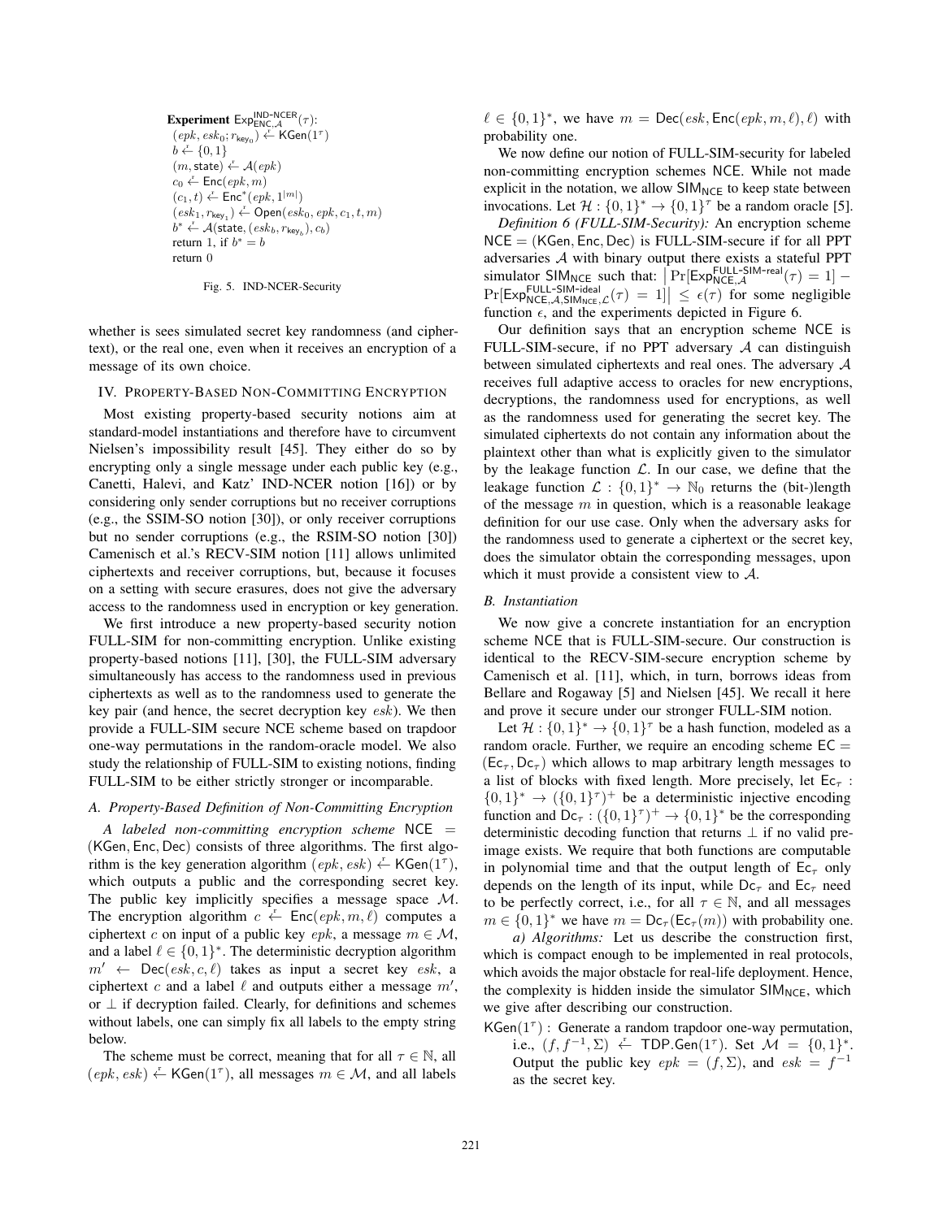**Experiment** $\mathsf{Exp}^{\mathsf{IND\text{-}NCER}}_{\mathsf{ENC},\mathcal{A}}(\tau)$:
$(epk, esk_0; r_{\mathsf{key}_0}) \xleftarrow{r} \mathsf{KGen}(1^\tau)$
$b \xleftarrow{r} \{0,1\}$
$(m, \mathsf{state}) \xleftarrow{r} \mathcal{A}(epk)$
$c_0 \xleftarrow{r} \mathsf{Enc}(epk, m)$
$(c_1, t) \xleftarrow{r} \mathsf{Enc}^*(epk, 1^{|m|})$
$(esk_1, r_{\mathsf{key}_1}) \xleftarrow{r} \mathsf{Open}(esk_0, epk, c_1, t, m)$
$b^* \xleftarrow{r} \mathcal{A}(\mathsf{state}, (esk_b, r_{\mathsf{key}_b}), c_b)$
return 1, if $b^* = b$
return 0

Fig. 5. IND-NCER-Security

whether is sees simulated secret key randomness (and ciphertext), or the real one, even when it receives an encryption of a message of its own choice.

## IV. Property-Based Non-Committing Encryption

Most existing property-based security notions aim at standard-model instantiations and therefore have to circumvent Nielsen's impossibility result [45]. They either do so by encrypting only a single message under each public key (e.g., Canetti, Halevi, and Katz' IND-NCER notion [16]) or by considering only sender corruptions but no receiver corruptions (e.g., the SSIM-SO notion [30]), or only receiver corruptions but no sender corruptions (e.g., the RSIM-SO notion [30]) Camenisch et al.'s RECV-SIM notion [11] allows unlimited ciphertexts and receiver corruptions, but, because it focuses on a setting with secure erasures, does not give the adversary access to the randomness used in encryption or key generation.

We first introduce a new property-based security notion FULL-SIM for non-committing encryption. Unlike existing property-based notions [11], [30], the FULL-SIM adversary simultaneously has access to the randomness used in previous ciphertexts as well as to the randomness used to generate the key pair (and hence, the secret decryption key $esk$). We then provide a FULL-SIM secure NCE scheme based on trapdoor one-way permutations in the random-oracle model. We also study the relationship of FULL-SIM to existing notions, finding FULL-SIM to be either strictly stronger or incomparable.

### A. Property-Based Definition of Non-Committing Encryption

*A labeled non-committing encryption scheme* $\mathsf{NCE} = (\mathsf{KGen}, \mathsf{Enc}, \mathsf{Dec})$ consists of three algorithms. The first algorithm is the key generation algorithm $(epk, esk) \xleftarrow{r} \mathsf{KGen}(1^\tau)$, which outputs a public and the corresponding secret key. The public key implicitly specifies a message space $\mathcal{M}$. The encryption algorithm $c \xleftarrow{r} \mathsf{Enc}(epk, m, \ell)$ computes a ciphertext $c$ on input of a public key $epk$, a message $m \in \mathcal{M}$, and a label $\ell \in \{0,1\}^*$. The deterministic decryption algorithm $m' \leftarrow \mathsf{Dec}(esk, c, \ell)$ takes as input a secret key $esk$, a ciphertext $c$ and a label $\ell$ and outputs either a message $m'$, or $\perp$ if decryption failed. Clearly, for definitions and schemes without labels, one can simply fix all labels to the empty string below.

The scheme must be correct, meaning that for all $\tau \in \mathbb{N}$, all $(epk, esk) \xleftarrow{r} \mathsf{KGen}(1^\tau)$, all messages $m \in \mathcal{M}$, and all labels $\ell \in \{0,1\}^*$, we have $m = \mathsf{Dec}(esk, \mathsf{Enc}(epk, m, \ell), \ell)$ with probability one.

We now define our notion of FULL-SIM-security for labeled non-committing encryption schemes $\mathsf{NCE}$. While not made explicit in the notation, we allow $\mathsf{SIM}_{\mathsf{NCE}}$ to keep state between invocations. Let $\mathcal{H} : \{0,1\}^* \to \{0,1\}^\tau$ be a random oracle [5].

*Definition 6 (FULL-SIM-Security):* An encryption scheme $\mathsf{NCE} = (\mathsf{KGen}, \mathsf{Enc}, \mathsf{Dec})$ is FULL-SIM-secure if for all PPT adversaries $\mathcal{A}$ with binary output there exists a stateful PPT simulator $\mathsf{SIM}_{\mathsf{NCE}}$ such that: $\left|\Pr[\mathsf{Exp}^{\mathsf{FULL\text{-}SIM\text{-}real}}_{\mathsf{NCE},\mathcal{A}}(\tau) = 1] - \Pr[\mathsf{Exp}^{\mathsf{FULL\text{-}SIM\text{-}ideal}}_{\mathsf{NCE},\mathcal{A},\mathsf{SIM}_{\mathsf{NCE}},\mathcal{L}}(\tau) = 1]\right| \leq \epsilon(\tau)$ for some negligible function $\epsilon$, and the experiments depicted in Figure 6.

Our definition says that an encryption scheme $\mathsf{NCE}$ is FULL-SIM-secure, if no PPT adversary $\mathcal{A}$ can distinguish between simulated ciphertexts and real ones. The adversary $\mathcal{A}$ receives full adaptive access to oracles for new encryptions, decryptions, the randomness used for encryptions, as well as the randomness used for generating the secret key. The simulated ciphertexts do not contain any information about the plaintext other than what is explicitly given to the simulator by the leakage function $\mathcal{L}$. In our case, we define that the leakage function $\mathcal{L} : \{0,1\}^* \to \mathbb{N}_0$ returns the (bit-)length of the message $m$ in question, which is a reasonable leakage definition for our use case. Only when the adversary asks for the randomness used to generate a ciphertext or the secret key, does the simulator obtain the corresponding messages, upon which it must provide a consistent view to $\mathcal{A}$.

### B. Instantiation

We now give a concrete instantiation for an encryption scheme $\mathsf{NCE}$ that is FULL-SIM-secure. Our construction is identical to the RECV-SIM-secure encryption scheme by Camenisch et al. [11], which, in turn, borrows ideas from Bellare and Rogaway [5] and Nielsen [45]. We recall it here and prove it secure under our stronger FULL-SIM notion.

Let $\mathcal{H} : \{0,1\}^* \to \{0,1\}^\tau$ be a hash function, modeled as a random oracle. Further, we require an encoding scheme $\mathsf{EC} = (\mathsf{Ec}_\tau, \mathsf{Dc}_\tau)$ which allows to map arbitrary length messages to a list of blocks with fixed length. More precisely, let $\mathsf{Ec}_\tau : \{0,1\}^* \to (\{0,1\}^\tau)^+$ be a deterministic injective encoding function and $\mathsf{Dc}_\tau : (\{0,1\}^\tau)^+ \to \{0,1\}^*$ be the corresponding deterministic decoding function that returns $\perp$ if no valid pre-image exists. We require that both functions are computable in polynomial time and that the output length of $\mathsf{Ec}_\tau$ only depends on the length of its input, while $\mathsf{Dc}_\tau$ and $\mathsf{Ec}_\tau$ need to be perfectly correct, i.e., for all $\tau \in \mathbb{N}$, and all messages $m \in \{0,1\}^*$ we have $m = \mathsf{Dc}_\tau(\mathsf{Ec}_\tau(m))$ with probability one.

*a) Algorithms:* Let us describe the construction first, which is compact enough to be implemented in real protocols, which avoids the major obstacle for real-life deployment. Hence, the complexity is hidden inside the simulator $\mathsf{SIM}_{\mathsf{NCE}}$, which we give after describing our construction.

$\mathsf{KGen}(1^\tau)$ : Generate a random trapdoor one-way permutation, i.e., $(f, f^{-1}, \Sigma) \xleftarrow{r} \mathsf{TDP.Gen}(1^\tau)$. Set $\mathcal{M} = \{0,1\}^*$. Output the public key $epk = (f, \Sigma)$, and $esk = f^{-1}$ as the secret key.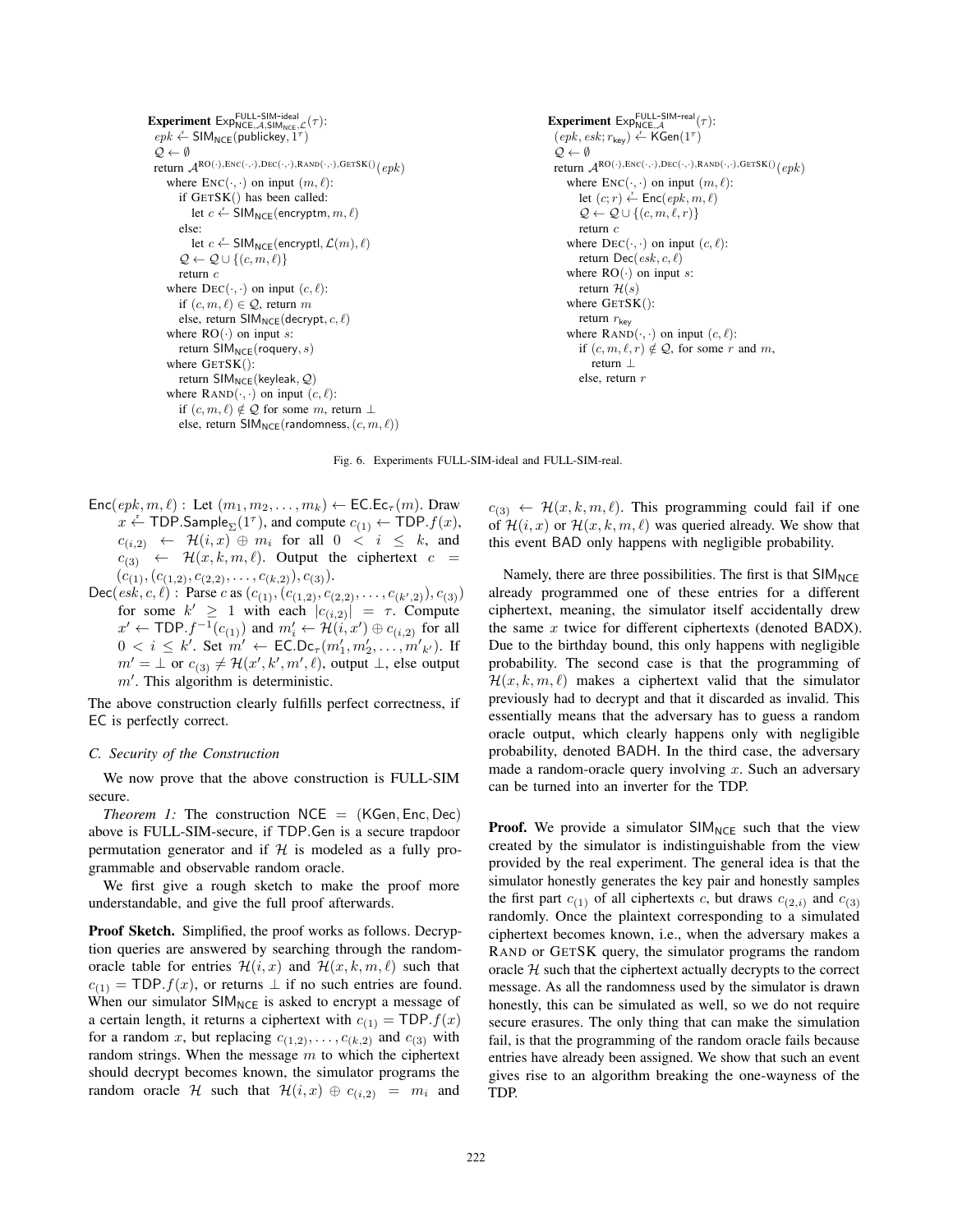**Experiment** $\mathsf{Exp}^{\mathsf{FULL\text{-}SIM\text{-}ideal}}_{\mathsf{NCE},\mathcal{A},\mathsf{SIM}_{\mathsf{NCE}},\mathcal{L}}(\tau)$:

```
epk ←$ SIM_NCE(publickey, 1^τ)
Q ← ∅
return A^{RO(·),ENC(·,·),DEC(·,·),RAND(·,·),GETSK()}(epk)
  where ENC(·,·) on input (m, ℓ):
    if GETSK() has been called:
      let c ←$ SIM_NCE(encryptm, m, ℓ)
    else:
      let c ←$ SIM_NCE(encryptl, L(m), ℓ)
    Q ← Q ∪ {(c, m, ℓ)}
    return c
  where DEC(·,·) on input (c, ℓ):
    if (c, m, ℓ) ∈ Q, return m
    else, return SIM_NCE(decrypt, c, ℓ)
  where RO(·) on input s:
    return SIM_NCE(roquery, s)
  where GETSK():
    return SIM_NCE(keyleak, Q)
  where RAND(·,·) on input (c, ℓ):
    if (c, m, ℓ) ∉ Q for some m, return ⊥
    else, return SIM_NCE(randomness, (c, m, ℓ))
```

**Experiment** $\mathsf{Exp}^{\mathsf{FULL\text{-}SIM\text{-}real}}_{\mathsf{NCE},\mathcal{A}}(\tau)$:

```
(epk, esk; r_key) ←$ KGen(1^τ)
Q ← ∅
return A^{RO(·),ENC(·,·),DEC(·,·),RAND(·,·),GETSK()}(epk)
  where ENC(·,·) on input (m, ℓ):
    let (c; r) ←$ Enc(epk, m, ℓ)
    Q ← Q ∪ {(c, m, ℓ, r)}
    return c
  where DEC(·,·) on input (c, ℓ):
    return Dec(esk, c, ℓ)
  where RO(·) on input s:
    return H(s)
  where GETSK():
    return r_key
  where RAND(·,·) on input (c, ℓ):
    if (c, m, ℓ, r) ∉ Q, for some r and m,
      return ⊥
    else, return r
```

Fig. 6. Experiments FULL-SIM-ideal and FULL-SIM-real.

$\mathsf{Enc}(epk, m, \ell)$ : Let $(m_1, m_2, \ldots, m_k) \leftarrow \mathsf{EC.Ec}_\tau(m)$. Draw $x \xleftarrow{\$} \mathsf{TDP.Sample}_\Sigma(1^\tau)$, and compute $c_{(1)} \leftarrow \mathsf{TDP}.f(x)$, $c_{(i,2)} \leftarrow \mathcal{H}(i, x) \oplus m_i$ for all $0 < i \leq k$, and $c_{(3)} \leftarrow \mathcal{H}(x, k, m, \ell)$. Output the ciphertext $c = (c_{(1)}, (c_{(1,2)}, c_{(2,2)}, \ldots, c_{(k,2)}), c_{(3)})$.

$\mathsf{Dec}(esk, c, \ell)$ : Parse $c$ as $(c_{(1)}, (c_{(1,2)}, c_{(2,2)}, \ldots, c_{(k',2)}), c_{(3)})$ for some $k' \geq 1$ with each $|c_{(i,2)}| = \tau$. Compute $x' \leftarrow \mathsf{TDP}.f^{-1}(c_{(1)})$ and $m'_i \leftarrow \mathcal{H}(i, x') \oplus c_{(i,2)}$ for all $0 < i \leq k'$. Set $m' \leftarrow \mathsf{EC.Dc}_\tau(m'_1, m'_2, \ldots, m'_{k'})$. If $m' = \perp$ or $c_{(3)} \neq \mathcal{H}(x', k', m', \ell)$, output $\perp$, else output $m'$. This algorithm is deterministic.

The above construction clearly fulfills perfect correctness, if EC is perfectly correct.

### C. Security of the Construction

We now prove that the above construction is FULL-SIM secure.

*Theorem 1:* The construction $\mathsf{NCE} = (\mathsf{KGen}, \mathsf{Enc}, \mathsf{Dec})$ above is FULL-SIM-secure, if TDP.Gen is a secure trapdoor permutation generator and if $\mathcal{H}$ is modeled as a fully programmable and observable random oracle.

We first give a rough sketch to make the proof more understandable, and give the full proof afterwards.

**Proof Sketch.** Simplified, the proof works as follows. Decryption queries are answered by searching through the random-oracle table for entries $\mathcal{H}(i, x)$ and $\mathcal{H}(x, k, m, \ell)$ such that $c_{(1)} = \mathsf{TDP}.f(x)$, or returns $\perp$ if no such entries are found. When our simulator $\mathsf{SIM}_{\mathsf{NCE}}$ is asked to encrypt a message of a certain length, it returns a ciphertext with $c_{(1)} = \mathsf{TDP}.f(x)$ for a random $x$, but replacing $c_{(1,2)}, \ldots, c_{(k,2)}$ and $c_{(3)}$ with random strings. When the message $m$ to which the ciphertext should decrypt becomes known, the simulator programs the random oracle $\mathcal{H}$ such that $\mathcal{H}(i, x) \oplus c_{(i,2)} = m_i$ and $c_{(3)} \leftarrow \mathcal{H}(x, k, m, \ell)$. This programming could fail if one of $\mathcal{H}(i, x)$ or $\mathcal{H}(x, k, m, \ell)$ was queried already. We show that this event BAD only happens with negligible probability.

Namely, there are three possibilities. The first is that $\mathsf{SIM}_{\mathsf{NCE}}$ already programmed one of these entries for a different ciphertext, meaning, the simulator itself accidentally drew the same $x$ twice for different ciphertexts (denoted BADX). Due to the birthday bound, this only happens with negligible probability. The second case is that the programming of $\mathcal{H}(x, k, m, \ell)$ makes a ciphertext valid that the simulator previously had to decrypt and that it discarded as invalid. This essentially means that the adversary has to guess a random oracle output, which clearly happens only with negligible probability, denoted BADH. In the third case, the adversary made a random-oracle query involving $x$. Such an adversary can be turned into an inverter for the TDP.

**Proof.** We provide a simulator $\mathsf{SIM}_{\mathsf{NCE}}$ such that the view created by the simulator is indistinguishable from the view provided by the real experiment. The general idea is that the simulator honestly generates the key pair and honestly samples the first part $c_{(1)}$ of all ciphertexts $c$, but draws $c_{(2,i)}$ and $c_{(3)}$ randomly. Once the plaintext corresponding to a simulated ciphertext becomes known, i.e., when the adversary makes a RAND or GETSK query, the simulator programs the random oracle $\mathcal{H}$ such that the ciphertext actually decrypts to the correct message. As all the randomness used by the simulator is drawn honestly, this can be simulated as well, so we do not require secure erasures. The only thing that can make the simulation fail, is that the programming of the random oracle fails because entries have already been assigned. We show that such an event gives rise to an algorithm breaking the one-wayness of the TDP.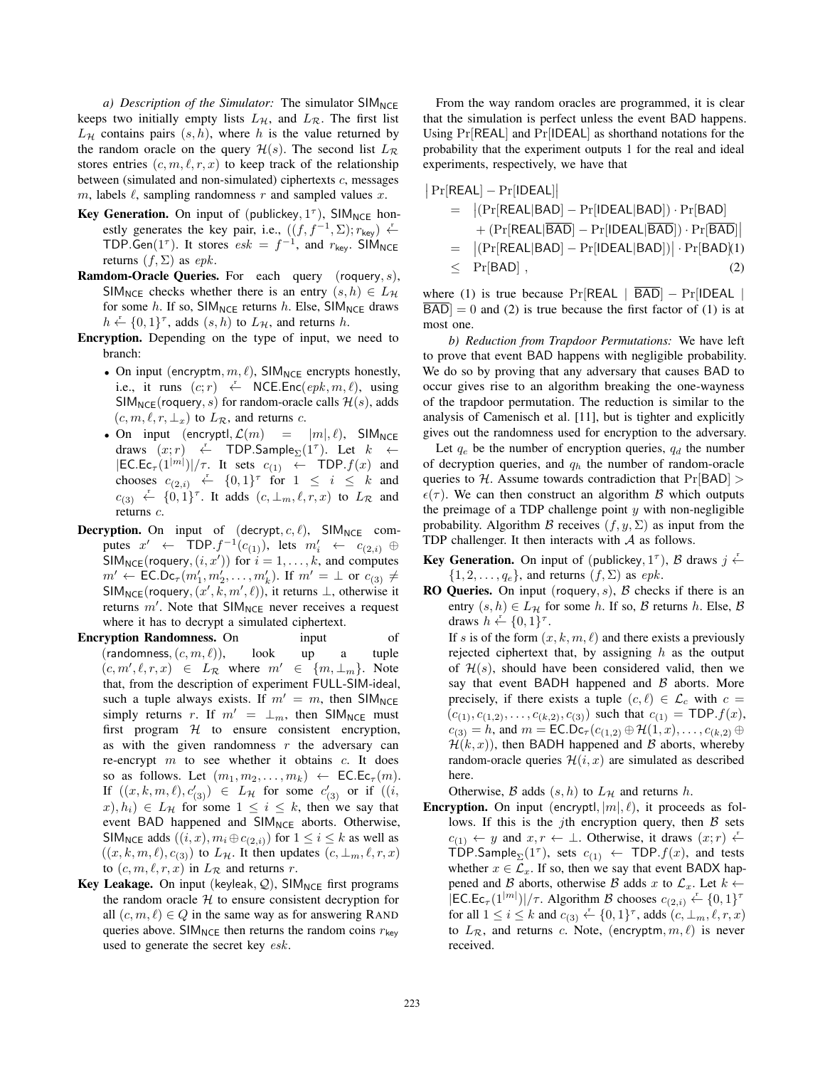*a) Description of the Simulator:* The simulator $\mathsf{SIM_{NCE}}$ keeps two initially empty lists $L_\mathcal{H}$, and $L_\mathcal{R}$. The first list $L_\mathcal{H}$ contains pairs $(s, h)$, where $h$ is the value returned by the random oracle on the query $\mathcal{H}(s)$. The second list $L_\mathcal{R}$ stores entries $(c, m, \ell, r, x)$ to keep track of the relationship between (simulated and non-simulated) ciphertexts $c$, messages $m$, labels $\ell$, sampling randomness $r$ and sampled values $x$.

**Key Generation.** On input of $(\mathsf{publickey}, 1^\tau)$, $\mathsf{SIM_{NCE}}$ honestly generates the key pair, i.e., $((f, f^{-1}, \Sigma); r_\mathsf{key}) \xleftarrow{r} \mathsf{TDP.Gen}(1^\tau)$. It stores $esk = f^{-1}$, and $r_\mathsf{key}$. $\mathsf{SIM_{NCE}}$ returns $(f, \Sigma)$ as $epk$.

**Ramdom-Oracle Queries.** For each query $(\mathsf{roquery}, s)$, $\mathsf{SIM_{NCE}}$ checks whether there is an entry $(s, h) \in L_\mathcal{H}$ for some $h$. If so, $\mathsf{SIM_{NCE}}$ returns $h$. Else, $\mathsf{SIM_{NCE}}$ draws $h \xleftarrow{r} \{0,1\}^\tau$, adds $(s, h)$ to $L_\mathcal{H}$, and returns $h$.

**Encryption.** Depending on the type of input, we need to branch:

- On input $(\mathsf{encryptm}, m, \ell)$, $\mathsf{SIM_{NCE}}$ encrypts honestly, i.e., it runs $(c; r) \xleftarrow{r} \mathsf{NCE.Enc}(epk, m, \ell)$, using $\mathsf{SIM_{NCE}}(\mathsf{roquery}, s)$ for random-oracle calls $\mathcal{H}(s)$, adds $(c, m, \ell, r, \perp_x)$ to $L_\mathcal{R}$, and returns $c$.
- On input $(\mathsf{encryptl}, \mathcal{L}(m) = |m|, \ell)$, $\mathsf{SIM_{NCE}}$ draws $(x; r) \xleftarrow{r} \mathsf{TDP.Sample}_\Sigma(1^\tau)$. Let $k \leftarrow |\mathsf{EC.Ec}_\tau(1^{|m|})|/\tau$. It sets $c_{(1)} \leftarrow \mathsf{TDP}.f(x)$ and chooses $c_{(2,i)} \xleftarrow{r} \{0,1\}^\tau$ for $1 \le i \le k$ and $c_{(3)} \xleftarrow{r} \{0,1\}^\tau$. It adds $(c, \perp_m, \ell, r, x)$ to $L_\mathcal{R}$ and returns $c$.

**Decryption.** On input of $(\mathsf{decrypt}, c, \ell)$, $\mathsf{SIM_{NCE}}$ computes $x' \leftarrow \mathsf{TDP}.f^{-1}(c_{(1)})$, lets $m'_i \leftarrow c_{(2,i)} \oplus \mathsf{SIM_{NCE}}(\mathsf{roquery}, (i, x'))$ for $i = 1, \ldots, k$, and computes $m' \leftarrow \mathsf{EC.Dc}_\tau(m'_1, m'_2, \ldots, m'_k)$. If $m' = \perp$ or $c_{(3)} \neq \mathsf{SIM_{NCE}}(\mathsf{roquery}, (x', k, m', \ell))$, it returns $\perp$, otherwise it returns $m'$. Note that $\mathsf{SIM_{NCE}}$ never receives a request where it has to decrypt a simulated ciphertext.

**Encryption Randomness.** On input of $(\mathsf{randomness}, (c, m, \ell))$, look up a tuple $(c, m', \ell, r, x) \in L_\mathcal{R}$ where $m' \in \{m, \perp_m\}$. Note that, from the description of experiment FULL-SIM-ideal, such a tuple always exists. If $m' = m$, then $\mathsf{SIM_{NCE}}$ simply returns $r$. If $m' = \perp_m$, then $\mathsf{SIM_{NCE}}$ must first program $\mathcal{H}$ to ensure consistent encryption, as with the given randomness $r$ the adversary can re-encrypt $m$ to see whether it obtains $c$. It does so as follows. Let $(m_1, m_2, \ldots, m_k) \leftarrow \mathsf{EC.Ec}_\tau(m)$. If $((x, k, m, \ell), c'_{(3)}) \in L_\mathcal{H}$ for some $c'_{(3)}$ or if $((i, x), h_i) \in L_\mathcal{H}$ for some $1 \le i \le k$, then we say that event BAD happened and $\mathsf{SIM_{NCE}}$ aborts. Otherwise, $\mathsf{SIM_{NCE}}$ adds $((i, x), m_i \oplus c_{(2,i)})$ for $1 \le i \le k$ as well as $((x, k, m, \ell), c_{(3)})$ to $L_\mathcal{H}$. It then updates $(c, \perp_m, \ell, r, x)$ to $(c, m, \ell, r, x)$ in $L_\mathcal{R}$ and returns $r$.

**Key Leakage.** On input $(\mathsf{keyleak}, \mathcal{Q})$, $\mathsf{SIM_{NCE}}$ first programs the random oracle $\mathcal{H}$ to ensure consistent decryption for all $(c, m, \ell) \in Q$ in the same way as for answering RAND queries above. $\mathsf{SIM_{NCE}}$ then returns the random coins $r_\mathsf{key}$ used to generate the secret key $esk$.

From the way random oracles are programmed, it is clear that the simulation is perfect unless the event BAD happens. Using $\Pr[\mathsf{REAL}]$ and $\Pr[\mathsf{IDEAL}]$ as shorthand notations for the probability that the experiment outputs 1 for the real and ideal experiments, respectively, we have that

$$
\begin{aligned}
\big|\Pr[\mathsf{REAL}] - \Pr[\mathsf{IDEAL}]\big| &= \big|(\Pr[\mathsf{REAL}|\mathsf{BAD}] - \Pr[\mathsf{IDEAL}|\mathsf{BAD}]) \cdot \Pr[\mathsf{BAD}] \\
&\quad + (\Pr[\mathsf{REAL}|\overline{\mathsf{BAD}}] - \Pr[\mathsf{IDEAL}|\overline{\mathsf{BAD}}]) \cdot \Pr[\overline{\mathsf{BAD}}]\big| \\
&= \big|(\Pr[\mathsf{REAL}|\mathsf{BAD}] - \Pr[\mathsf{IDEAL}|\mathsf{BAD}])\big| \cdot \Pr[\mathsf{BAD}] \quad (1)\\
&\le \Pr[\mathsf{BAD}] , \quad (2)
\end{aligned}
$$

where (1) is true because $\Pr[\mathsf{REAL} \mid \overline{\mathsf{BAD}}] - \Pr[\mathsf{IDEAL} \mid \overline{\mathsf{BAD}}] = 0$ and (2) is true because the first factor of (1) is at most one.

*b) Reduction from Trapdoor Permutations:* We have left to prove that event BAD happens with negligible probability. We do so by proving that any adversary that causes BAD to occur gives rise to an algorithm breaking the one-wayness of the trapdoor permutation. The reduction is similar to the analysis of Camenisch et al. [11], but is tighter and explicitly gives out the randomness used for encryption to the adversary.

Let $q_e$ be the number of encryption queries, $q_d$ the number of decryption queries, and $q_h$ the number of random-oracle queries to $\mathcal{H}$. Assume towards contradiction that $\Pr[\mathsf{BAD}] > \epsilon(\tau)$. We can then construct an algorithm $\mathcal{B}$ which outputs the preimage of a TDP challenge point $y$ with non-negligible probability. Algorithm $\mathcal{B}$ receives $(f, y, \Sigma)$ as input from the TDP challenger. It then interacts with $\mathcal{A}$ as follows.

**Key Generation.** On input of $(\mathsf{publickey}, 1^\tau)$, $\mathcal{B}$ draws $j \xleftarrow{r} \{1, 2, \ldots, q_e\}$, and returns $(f, \Sigma)$ as $epk$.

**RO Queries.** On input $(\mathsf{roquery}, s)$, $\mathcal{B}$ checks if there is an entry $(s, h) \in L_\mathcal{H}$ for some $h$. If so, $\mathcal{B}$ returns $h$. Else, $\mathcal{B}$ draws $h \xleftarrow{r} \{0,1\}^\tau$.

If $s$ is of the form $(x, k, m, \ell)$ and there exists a previously rejected ciphertext that, by assigning $h$ as the output of $\mathcal{H}(s)$, should have been considered valid, then we say that event BADH happened and $\mathcal{B}$ aborts. More precisely, if there exists a tuple $(c, \ell) \in \mathcal{L}_c$ with $c = (c_{(1)}, c_{(1,2)}, \ldots, c_{(k,2)}, c_{(3)})$ such that $c_{(1)} = \mathsf{TDP}.f(x)$, $c_{(3)} = h$, and $m = \mathsf{EC.Dc}_\tau(c_{(1,2)} \oplus \mathcal{H}(1, x), \ldots, c_{(k,2)} \oplus \mathcal{H}(k, x))$, then BADH happened and $\mathcal{B}$ aborts, whereby random-oracle queries $\mathcal{H}(i, x)$ are simulated as described here.

Otherwise, $\mathcal{B}$ adds $(s, h)$ to $L_\mathcal{H}$ and returns $h$.

**Encryption.** On input $(\mathsf{encryptl}, |m|, \ell)$, it proceeds as follows. If this is the $j$th encryption query, then $\mathcal{B}$ sets $c_{(1)} \leftarrow y$ and $x, r \leftarrow \perp$. Otherwise, it draws $(x; r) \xleftarrow{r} \mathsf{TDP.Sample}_\Sigma(1^\tau)$, sets $c_{(1)} \leftarrow \mathsf{TDP}.f(x)$, and tests whether $x \in \mathcal{L}_x$. If so, then we say that event BADX happened and $\mathcal{B}$ aborts, otherwise $\mathcal{B}$ adds $x$ to $\mathcal{L}_x$. Let $k \leftarrow |\mathsf{EC.Ec}_\tau(1^{|m|})|/\tau$. Algorithm $\mathcal{B}$ chooses $c_{(2,i)} \xleftarrow{r} \{0,1\}^\tau$ for all $1 \le i \le k$ and $c_{(3)} \xleftarrow{r} \{0,1\}^\tau$, adds $(c, \perp_m, \ell, r, x)$ to $L_\mathcal{R}$, and returns $c$. Note, $(\mathsf{encryptm}, m, \ell)$ is never received.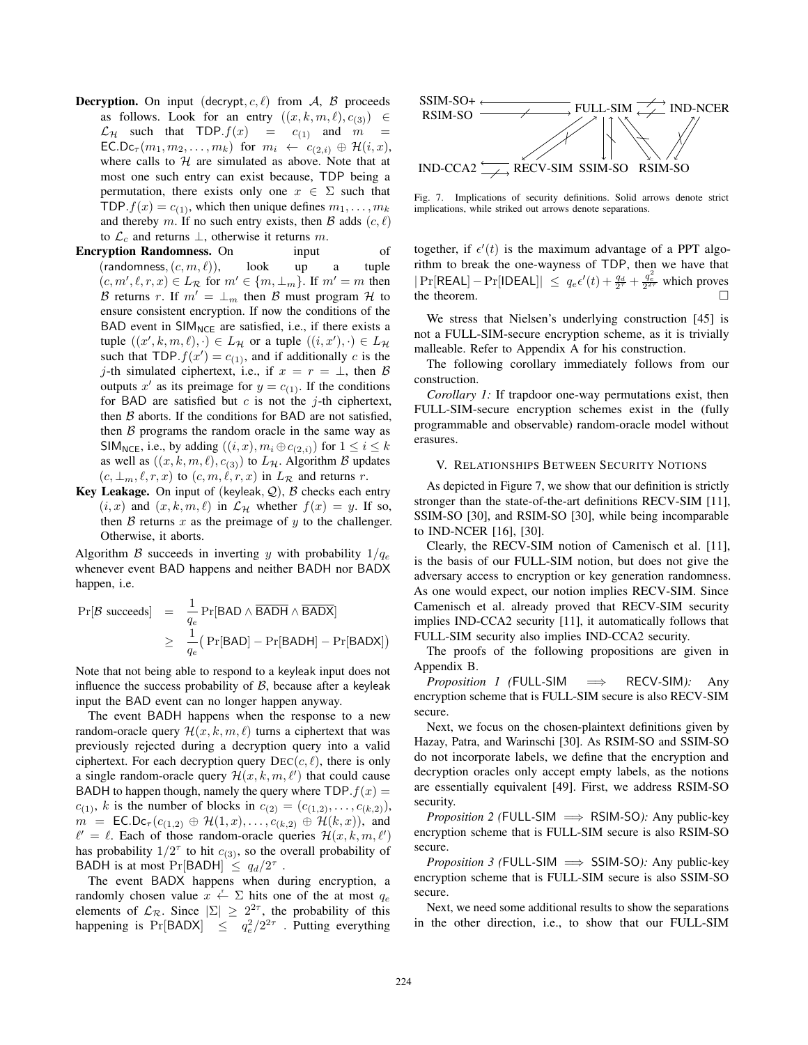**Decryption.** On input $(\mathsf{decrypt}, c, \ell)$ from $\mathcal{A}$, $\mathcal{B}$ proceeds as follows. Look for an entry $((x, k, m, \ell), c_{(3)}) \in \mathcal{L}_{\mathcal{H}}$ such that $\mathsf{TDP}.f(x) = c_{(1)}$ and $m = \mathsf{EC.Dc}_\tau(m_1, m_2, \ldots, m_k)$ for $m_i \leftarrow c_{(2,i)} \oplus \mathcal{H}(i, x)$, where calls to $\mathcal{H}$ are simulated as above. Note that at most one such entry can exist because, TDP being a permutation, there exists only one $x \in \Sigma$ such that $\mathsf{TDP}.f(x) = c_{(1)}$, which then unique defines $m_1, \ldots, m_k$ and thereby $m$. If no such entry exists, then $\mathcal{B}$ adds $(c, \ell)$ to $\mathcal{L}_c$ and returns $\perp$, otherwise it returns $m$.

**Encryption Randomness.** On input of $(\mathsf{randomness}, (c, m, \ell))$, look up a tuple $(c, m', \ell, r, x) \in L_{\mathcal{R}}$ for $m' \in \{m, \perp_m\}$. If $m' = m$ then $\mathcal{B}$ returns $r$. If $m' = \perp_m$ then $\mathcal{B}$ must program $\mathcal{H}$ to ensure consistent encryption. If now the conditions of the BAD event in $\mathsf{SIM}_{\mathsf{NCE}}$ are satisfied, i.e., if there exists a tuple $((x', k, m, \ell), \cdot) \in L_{\mathcal{H}}$ or a tuple $((i, x'), \cdot) \in L_{\mathcal{H}}$ such that $\mathsf{TDP}.f(x') = c_{(1)}$, and if additionally $c$ is the $j$-th simulated ciphertext, i.e., if $x = r = \perp$, then $\mathcal{B}$ outputs $x'$ as its preimage for $y = c_{(1)}$. If the conditions for BAD are satisfied but $c$ is not the $j$-th ciphertext, then $\mathcal{B}$ aborts. If the conditions for BAD are not satisfied, then $\mathcal{B}$ programs the random oracle in the same way as $\mathsf{SIM}_{\mathsf{NCE}}$, i.e., by adding $((i, x), m_i \oplus c_{(2,i)})$ for $1 \leq i \leq k$ as well as $((x, k, m, \ell), c_{(3)})$ to $L_{\mathcal{H}}$. Algorithm $\mathcal{B}$ updates $(c, \perp_m, \ell, r, x)$ to $(c, m, \ell, r, x)$ in $L_{\mathcal{R}}$ and returns $r$.

**Key Leakage.** On input of $(\mathsf{keyleak}, \mathcal{Q})$, $\mathcal{B}$ checks each entry $(i, x)$ and $(x, k, m, \ell)$ in $\mathcal{L}_{\mathcal{H}}$ whether $f(x) = y$. If so, then $\mathcal{B}$ returns $x$ as the preimage of $y$ to the challenger. Otherwise, it aborts.

Algorithm $\mathcal{B}$ succeeds in inverting $y$ with probability $1/q_e$ whenever event BAD happens and neither BADH nor BADX happen, i.e.

$$
\begin{aligned}
\Pr[\mathcal{B} \text{ succeeds}] &= \frac{1}{q_e} \Pr[\mathsf{BAD} \wedge \overline{\mathsf{BADH}} \wedge \overline{\mathsf{BADX}}] \\
&\geq \frac{1}{q_e}\big(\Pr[\mathsf{BAD}] - \Pr[\mathsf{BADH}] - \Pr[\mathsf{BADX}]\big)
\end{aligned}
$$

Note that not being able to respond to a keyleak input does not influence the success probability of $\mathcal{B}$, because after a keyleak input the BAD event can no longer happen anyway.

The event BADH happens when the response to a new random-oracle query $\mathcal{H}(x, k, m, \ell)$ turns a ciphertext that was previously rejected during a decryption query into a valid ciphertext. For each decryption query $\mathrm{DEC}(c, \ell)$, there is only a single random-oracle query $\mathcal{H}(x, k, m, \ell')$ that could cause BADH to happen though, namely the query where $\mathsf{TDP}.f(x) = c_{(1)}$, $k$ is the number of blocks in $c_{(2)} = (c_{(1,2)}, \ldots, c_{(k,2)})$, $m = \mathsf{EC.Dc}_\tau(c_{(1,2)} \oplus \mathcal{H}(1, x), \ldots, c_{(k,2)} \oplus \mathcal{H}(k, x))$, and $\ell' = \ell$. Each of those random-oracle queries $\mathcal{H}(x, k, m, \ell')$ has probability $1/2^\tau$ to hit $c_{(3)}$, so the overall probability of BADH is at most $\Pr[\mathsf{BADH}] \leq q_d/2^\tau$ .

The event BADX happens when during encryption, a randomly chosen value $x \xleftarrow{r} \Sigma$ hits one of the at most $q_e$ elements of $\mathcal{L}_{\mathcal{R}}$. Since $|\Sigma| \geq 2^{2\tau}$, the probability of this happening is $\Pr[\mathsf{BADX}] \leq q_e^2/2^{2\tau}$ . Putting everything together, if $\epsilon'(t)$ is the maximum advantage of a PPT algorithm to break the one-wayness of TDP, then we have that $|\Pr[\mathsf{REAL}] - \Pr[\mathsf{IDEAL}]| \leq q_e \epsilon'(t) + \frac{q_d}{2^\tau} + \frac{q_e^2}{2^{2\tau}}$ which proves the theorem. □

Fig. 7. Implications of security definitions. Solid arrows denote strict implications, while striked out arrows denote separations.

We stress that Nielsen's underlying construction [45] is not a FULL-SIM-secure encryption scheme, as it is trivially malleable. Refer to Appendix A for his construction.

The following corollary immediately follows from our construction.

*Corollary 1:* If trapdoor one-way permutations exist, then FULL-SIM-secure encryption schemes exist in the (fully programmable and observable) random-oracle model without erasures.

## V. Relationships Between Security Notions

As depicted in Figure 7, we show that our definition is strictly stronger than the state-of-the-art definitions RECV-SIM [11], SSIM-SO [30], and RSIM-SO [30], while being incomparable to IND-NCER [16], [30].

Clearly, the RECV-SIM notion of Camenisch et al. [11], is the basis of our FULL-SIM notion, but does not give the adversary access to encryption or key generation randomness. As one would expect, our notion implies RECV-SIM. Since Camenisch et al. already proved that RECV-SIM security implies IND-CCA2 security [11], it automatically follows that FULL-SIM security also implies IND-CCA2 security.

The proofs of the following propositions are given in Appendix B.

*Proposition 1 (FULL-SIM $\implies$ RECV-SIM):* Any encryption scheme that is FULL-SIM secure is also RECV-SIM secure.

Next, we focus on the chosen-plaintext definitions given by Hazay, Patra, and Warinschi [30]. As RSIM-SO and SSIM-SO do not incorporate labels, we define that the encryption and decryption oracles only accept empty labels, as the notions are essentially equivalent [49]. First, we address RSIM-SO security.

*Proposition 2 (FULL-SIM $\implies$ RSIM-SO):* Any public-key encryption scheme that is FULL-SIM secure is also RSIM-SO secure.

*Proposition 3 (FULL-SIM $\implies$ SSIM-SO):* Any public-key encryption scheme that is FULL-SIM secure is also SSIM-SO secure.

Next, we need some additional results to show the separations in the other direction, i.e., to show that our FULL-SIM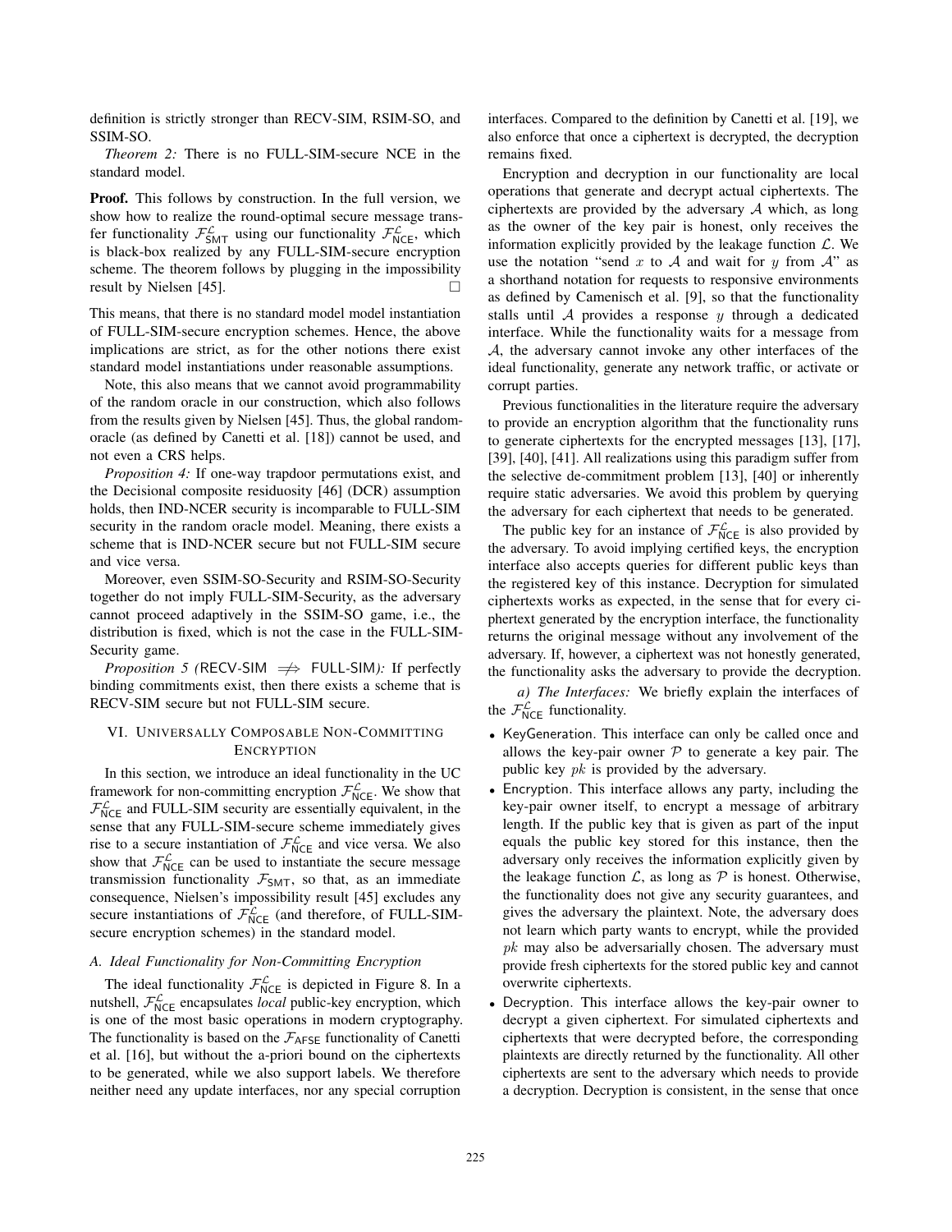definition is strictly stronger than RECV-SIM, RSIM-SO, and SSIM-SO.

*Theorem 2:* There is no FULL-SIM-secure NCE in the standard model.

**Proof.** This follows by construction. In the full version, we show how to realize the round-optimal secure message transfer functionality $\mathcal{F}^{\mathcal{L}}_{\mathsf{SMT}}$ using our functionality $\mathcal{F}^{\mathcal{L}}_{\mathsf{NCE}}$, which is black-box realized by any FULL-SIM-secure encryption scheme. The theorem follows by plugging in the impossibility result by Nielsen [45]. □

This means, that there is no standard model model instantiation of FULL-SIM-secure encryption schemes. Hence, the above implications are strict, as for the other notions there exist standard model instantiations under reasonable assumptions.

Note, this also means that we cannot avoid programmability of the random oracle in our construction, which also follows from the results given by Nielsen [45]. Thus, the global random-oracle (as defined by Canetti et al. [18]) cannot be used, and not even a CRS helps.

*Proposition 4:* If one-way trapdoor permutations exist, and the Decisional composite residuosity [46] (DCR) assumption holds, then IND-NCER security is incomparable to FULL-SIM security in the random oracle model. Meaning, there exists a scheme that is IND-NCER secure but not FULL-SIM secure and vice versa.

Moreover, even SSIM-SO-Security and RSIM-SO-Security together do not imply FULL-SIM-Security, as the adversary cannot proceed adaptively in the SSIM-SO game, i.e., the distribution is fixed, which is not the case in the FULL-SIM-Security game.

*Proposition 5 (*RECV-SIM $\not\Rightarrow$ FULL-SIM*):* If perfectly binding commitments exist, then there exists a scheme that is RECV-SIM secure but not FULL-SIM secure.

## VI. Universally Composable Non-Committing Encryption

In this section, we introduce an ideal functionality in the UC framework for non-committing encryption $\mathcal{F}^{\mathcal{L}}_{\mathsf{NCE}}$. We show that $\mathcal{F}^{\mathcal{L}}_{\mathsf{NCE}}$ and FULL-SIM security are essentially equivalent, in the sense that any FULL-SIM-secure scheme immediately gives rise to a secure instantiation of $\mathcal{F}^{\mathcal{L}}_{\mathsf{NCE}}$ and vice versa. We also show that $\mathcal{F}^{\mathcal{L}}_{\mathsf{NCE}}$ can be used to instantiate the secure message transmission functionality $\mathcal{F}_{\mathsf{SMT}}$, so that, as an immediate consequence, Nielsen's impossibility result [45] excludes any secure instantiations of $\mathcal{F}^{\mathcal{L}}_{\mathsf{NCE}}$ (and therefore, of FULL-SIM-secure encryption schemes) in the standard model.

### A. Ideal Functionality for Non-Committing Encryption

The ideal functionality $\mathcal{F}^{\mathcal{L}}_{\mathsf{NCE}}$ is depicted in Figure 8. In a nutshell, $\mathcal{F}^{\mathcal{L}}_{\mathsf{NCE}}$ encapsulates *local* public-key encryption, which is one of the most basic operations in modern cryptography. The functionality is based on the $\mathcal{F}_{\mathsf{AFSE}}$ functionality of Canetti et al. [16], but without the a-priori bound on the ciphertexts to be generated, while we also support labels. We therefore neither need any update interfaces, nor any special corruption interfaces. Compared to the definition by Canetti et al. [19], we also enforce that once a ciphertext is decrypted, the decryption remains fixed.

Encryption and decryption in our functionality are local operations that generate and decrypt actual ciphertexts. The ciphertexts are provided by the adversary $\mathcal{A}$ which, as long as the owner of the key pair is honest, only receives the information explicitly provided by the leakage function $\mathcal{L}$. We use the notation "send $x$ to $\mathcal{A}$ and wait for $y$ from $\mathcal{A}$" as a shorthand notation for requests to responsive environments as defined by Camenisch et al. [9], so that the functionality stalls until $\mathcal{A}$ provides a response $y$ through a dedicated interface. While the functionality waits for a message from $\mathcal{A}$, the adversary cannot invoke any other interfaces of the ideal functionality, generate any network traffic, or activate or corrupt parties.

Previous functionalities in the literature require the adversary to provide an encryption algorithm that the functionality runs to generate ciphertexts for the encrypted messages [13], [17], [39], [40], [41]. All realizations using this paradigm suffer from the selective de-commitment problem [13], [40] or inherently require static adversaries. We avoid this problem by querying the adversary for each ciphertext that needs to be generated.

The public key for an instance of $\mathcal{F}^{\mathcal{L}}_{\mathsf{NCE}}$ is also provided by the adversary. To avoid implying certified keys, the encryption interface also accepts queries for different public keys than the registered key of this instance. Decryption for simulated ciphertexts works as expected, in the sense that for every ciphertext generated by the encryption interface, the functionality returns the original message without any involvement of the adversary. If, however, a ciphertext was not honestly generated, the functionality asks the adversary to provide the decryption.

*a) The Interfaces:* We briefly explain the interfaces of the $\mathcal{F}^{\mathcal{L}}_{\mathsf{NCE}}$ functionality.

- KeyGeneration. This interface can only be called once and allows the key-pair owner $\mathcal{P}$ to generate a key pair. The public key $pk$ is provided by the adversary.
- Encryption. This interface allows any party, including the key-pair owner itself, to encrypt a message of arbitrary length. If the public key that is given as part of the input equals the public key stored for this instance, then the adversary only receives the information explicitly given by the leakage function $\mathcal{L}$, as long as $\mathcal{P}$ is honest. Otherwise, the functionality does not give any security guarantees, and gives the adversary the plaintext. Note, the adversary does not learn which party wants to encrypt, while the provided $pk$ may also be adversarially chosen. The adversary must provide fresh ciphertexts for the stored public key and cannot overwrite ciphertexts.
- Decryption. This interface allows the key-pair owner to decrypt a given ciphertext. For simulated ciphertexts and ciphertexts that were decrypted before, the corresponding plaintexts are directly returned by the functionality. All other ciphertexts are sent to the adversary which needs to provide a decryption. Decryption is consistent, in the sense that once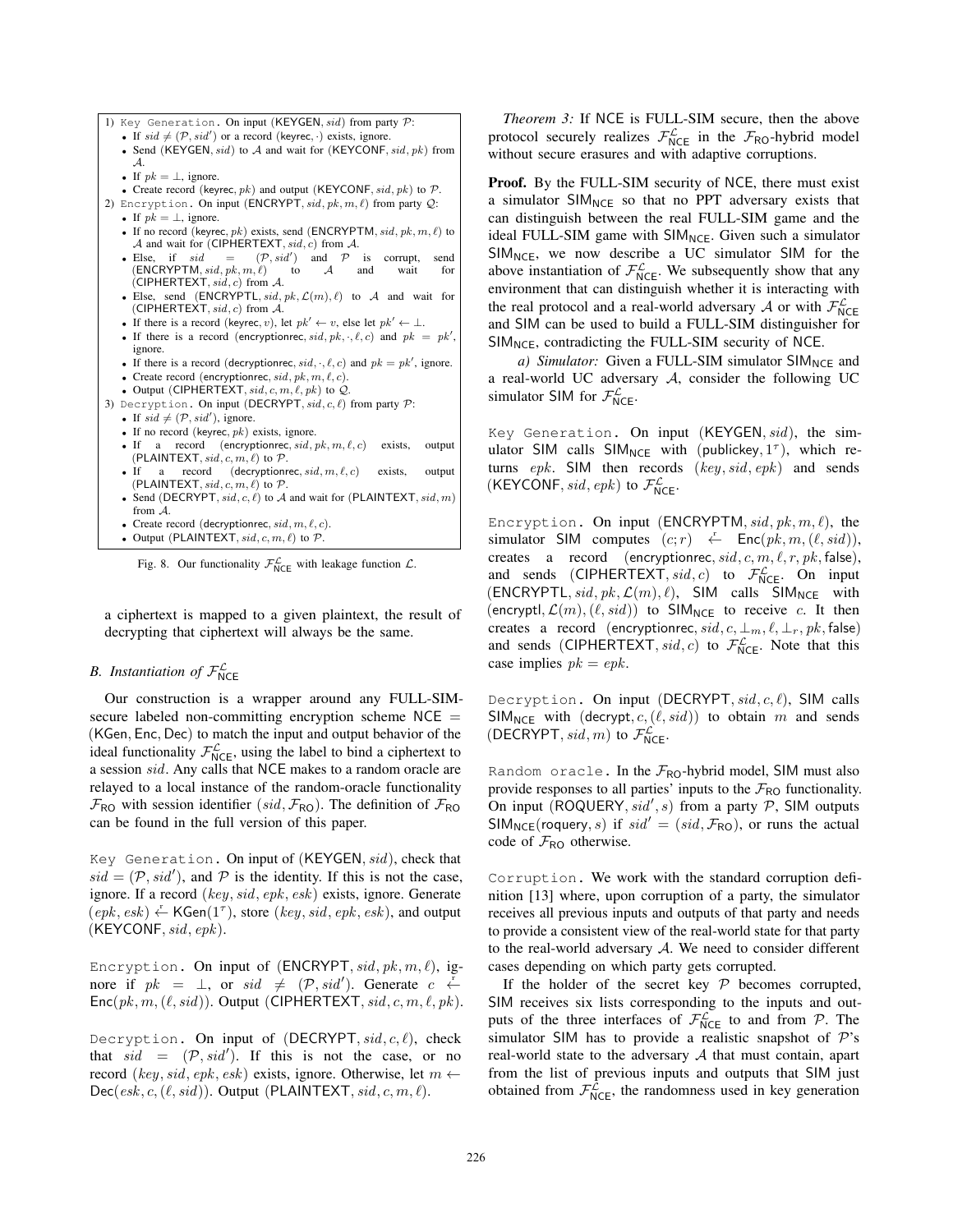1) Key Generation. On input (KEYGEN, $sid$) from party $\mathcal{P}$:
   - If $sid \neq (\mathcal{P}, sid')$ or a record (keyrec, $\cdot$) exists, ignore.
   - Send (KEYGEN, $sid$) to $\mathcal{A}$ and wait for (KEYCONF, $sid, pk$) from $\mathcal{A}$.
   - If $pk = \bot$, ignore.
   - Create record (keyrec, $pk$) and output (KEYCONF, $sid, pk$) to $\mathcal{P}$.
2) Encryption. On input (ENCRYPT, $sid, pk, m, \ell$) from party $\mathcal{Q}$:
   - If $pk = \bot$, ignore.
   - If no record (keyrec, $pk$) exists, send (ENCRYPTM, $sid, pk, m, \ell$) to $\mathcal{A}$ and wait for (CIPHERTEXT, $sid, c$) from $\mathcal{A}$.
   - Else, if $sid = (\mathcal{P}, sid')$ and $\mathcal{P}$ is corrupt, send (ENCRYPTM, $sid, pk, m, \ell$) to $\mathcal{A}$ and wait for (CIPHERTEXT, $sid, c$) from $\mathcal{A}$.
   - Else, send (ENCRYPTL, $sid, pk, \mathcal{L}(m), \ell$) to $\mathcal{A}$ and wait for (CIPHERTEXT, $sid, c$) from $\mathcal{A}$.
   - If there is a record (keyrec, $v$), let $pk' \leftarrow v$, else let $pk' \leftarrow \bot$.
   - If there is a record (encryptionrec, $sid, pk, \cdot, \ell, c$) and $pk = pk'$, ignore.
   - If there is a record (decryptionrec, $sid, \cdot, \ell, c$) and $pk = pk'$, ignore.
   - Create record (encryptionrec, $sid, pk, m, \ell, c$).
   - Output (CIPHERTEXT, $sid, c, m, \ell, pk$) to $\mathcal{Q}$.
3) Decryption. On input (DECRYPT, $sid, c, \ell$) from party $\mathcal{P}$:
   - If $sid \neq (\mathcal{P}, sid')$, ignore.
   - If no record (keyrec, $pk$) exists, ignore.
   - If a record (encryptionrec, $sid, pk, m, \ell, c$) exists, output (PLAINTEXT, $sid, c, m, \ell$) to $\mathcal{P}$.
   - If a record (decryptionrec, $sid, m, \ell, c$) exists, output (PLAINTEXT, $sid, c, m, \ell$) to $\mathcal{P}$.
   - Send (DECRYPT, $sid, c, \ell$) to $\mathcal{A}$ and wait for (PLAINTEXT, $sid, m$) from $\mathcal{A}$.
   - Create record (decryptionrec, $sid, m, \ell, c$).
   - Output (PLAINTEXT, $sid, c, m, \ell$) to $\mathcal{P}$.

Fig. 8. Our functionality $\mathcal{F}_{\mathsf{NCE}}^{\mathcal{L}}$ with leakage function $\mathcal{L}$.

a ciphertext is mapped to a given plaintext, the result of decrypting that ciphertext will always be the same.

### B. Instantiation of $\mathcal{F}_{\mathsf{NCE}}^{\mathcal{L}}$

Our construction is a wrapper around any FULL-SIM-secure labeled non-committing encryption scheme $\mathsf{NCE} = (\mathsf{KGen}, \mathsf{Enc}, \mathsf{Dec})$ to match the input and output behavior of the ideal functionality $\mathcal{F}_{\mathsf{NCE}}^{\mathcal{L}}$, using the label to bind a ciphertext to a session $sid$. Any calls that NCE makes to a random oracle are relayed to a local instance of the random-oracle functionality $\mathcal{F}_{\mathsf{RO}}$ with session identifier $(sid, \mathcal{F}_{\mathsf{RO}})$. The definition of $\mathcal{F}_{\mathsf{RO}}$ can be found in the full version of this paper.

Key Generation. On input of (KEYGEN, $sid$), check that $sid = (\mathcal{P}, sid')$, and $\mathcal{P}$ is the identity. If this is not the case, ignore. If a record $(key, sid, epk, esk)$ exists, ignore. Generate $(epk, esk) \xleftarrow{r} \mathsf{KGen}(1^\tau)$, store $(key, sid, epk, esk)$, and output (KEYCONF, $sid, epk$).

Encryption. On input of (ENCRYPT, $sid, pk, m, \ell$), ignore if $pk = \bot$, or $sid \neq (\mathcal{P}, sid')$. Generate $c \xleftarrow{r} \mathsf{Enc}(pk, m, (\ell, sid))$. Output (CIPHERTEXT, $sid, c, m, \ell, pk$).

Decryption. On input of (DECRYPT, $sid, c, \ell$), check that $sid = (\mathcal{P}, sid')$. If this is not the case, or no record $(key, sid, epk, esk)$ exists, ignore. Otherwise, let $m \leftarrow \mathsf{Dec}(esk, c, (\ell, sid))$. Output (PLAINTEXT, $sid, c, m, \ell$).

*Theorem 3:* If NCE is FULL-SIM secure, then the above protocol securely realizes $\mathcal{F}_{\mathsf{NCE}}^{\mathcal{L}}$ in the $\mathcal{F}_{\mathsf{RO}}$-hybrid model without secure erasures and with adaptive corruptions.

**Proof.** By the FULL-SIM security of NCE, there must exist a simulator $\mathsf{SIM}_{\mathsf{NCE}}$ so that no PPT adversary exists that can distinguish between the real FULL-SIM game and the ideal FULL-SIM game with $\mathsf{SIM}_{\mathsf{NCE}}$. Given such a simulator $\mathsf{SIM}_{\mathsf{NCE}}$, we now describe a UC simulator SIM for the above instantiation of $\mathcal{F}_{\mathsf{NCE}}^{\mathcal{L}}$. We subsequently show that any environment that can distinguish whether it is interacting with the real protocol and a real-world adversary $\mathcal{A}$ or with $\mathcal{F}_{\mathsf{NCE}}^{\mathcal{L}}$ and SIM can be used to build a FULL-SIM distinguisher for $\mathsf{SIM}_{\mathsf{NCE}}$, contradicting the FULL-SIM security of NCE.

*a) Simulator:* Given a FULL-SIM simulator $\mathsf{SIM}_{\mathsf{NCE}}$ and a real-world UC adversary $\mathcal{A}$, consider the following UC simulator SIM for $\mathcal{F}_{\mathsf{NCE}}^{\mathcal{L}}$.

Key Generation. On input (KEYGEN, $sid$), the simulator SIM calls $\mathsf{SIM}_{\mathsf{NCE}}$ with (publickey, $1^\tau$), which returns $epk$. SIM then records $(key, sid, epk)$ and sends (KEYCONF, $sid, epk$) to $\mathcal{F}_{\mathsf{NCE}}^{\mathcal{L}}$.

Encryption. On input (ENCRYPTM, $sid, pk, m, \ell$), the simulator SIM computes $(c; r) \xleftarrow{r} \mathsf{Enc}(pk, m, (\ell, sid))$, creates a record (encryptionrec, $sid, c, m, \ell, r, pk$, false), and sends (CIPHERTEXT, $sid, c$) to $\mathcal{F}_{\mathsf{NCE}}^{\mathcal{L}}$. On input (ENCRYPTL, $sid, pk, \mathcal{L}(m), \ell$), SIM calls $\mathsf{SIM}_{\mathsf{NCE}}$ with (encryptl, $\mathcal{L}(m), (\ell, sid)$) to $\mathsf{SIM}_{\mathsf{NCE}}$ to receive $c$. It then creates a record (encryptionrec, $sid, c, \bot_m, \ell, \bot_r, pk$, false) and sends (CIPHERTEXT, $sid, c$) to $\mathcal{F}_{\mathsf{NCE}}^{\mathcal{L}}$. Note that this case implies $pk = epk$.

Decryption. On input (DECRYPT, $sid, c, \ell$), SIM calls $\mathsf{SIM}_{\mathsf{NCE}}$ with (decrypt, $c, (\ell, sid)$) to obtain $m$ and sends (DECRYPT, $sid, m$) to $\mathcal{F}_{\mathsf{NCE}}^{\mathcal{L}}$.

Random oracle. In the $\mathcal{F}_{\mathsf{RO}}$-hybrid model, SIM must also provide responses to all parties' inputs to the $\mathcal{F}_{\mathsf{RO}}$ functionality. On input (ROQUERY, $sid', s$) from a party $\mathcal{P}$, SIM outputs $\mathsf{SIM}_{\mathsf{NCE}}(\text{roquery}, s)$ if $sid' = (sid, \mathcal{F}_{\mathsf{RO}})$, or runs the actual code of $\mathcal{F}_{\mathsf{RO}}$ otherwise.

Corruption. We work with the standard corruption definition [13] where, upon corruption of a party, the simulator receives all previous inputs and outputs of that party and needs to provide a consistent view of the real-world state for that party to the real-world adversary $\mathcal{A}$. We need to consider different cases depending on which party gets corrupted.

If the holder of the secret key $\mathcal{P}$ becomes corrupted, SIM receives six lists corresponding to the inputs and outputs of the three interfaces of $\mathcal{F}_{\mathsf{NCE}}^{\mathcal{L}}$ to and from $\mathcal{P}$. The simulator SIM has to provide a realistic snapshot of $\mathcal{P}$'s real-world state to the adversary $\mathcal{A}$ that must contain, apart from the list of previous inputs and outputs that SIM just obtained from $\mathcal{F}_{\mathsf{NCE}}^{\mathcal{L}}$, the randomness used in key generation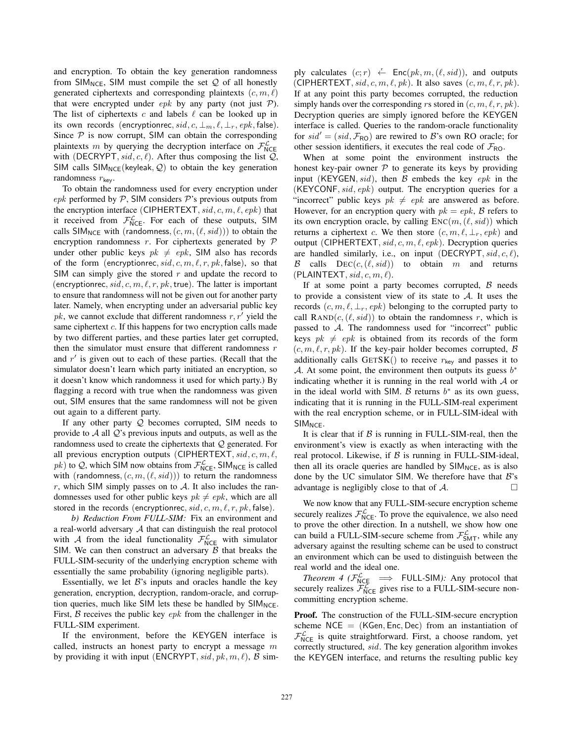and encryption. To obtain the key generation randomness from $\mathsf{SIM}_{\mathsf{NCE}}$, SIM must compile the set $\mathcal{Q}$ of all honestly generated ciphertexts and corresponding plaintexts $(c, m, \ell)$ that were encrypted under $epk$ by any party (not just $\mathcal{P}$). The list of ciphertexts $c$ and labels $\ell$ can be looked up in its own records $(\mathsf{encryptionrec}, sid, c, \bot_m, \ell, \bot_r, epk, \mathsf{false})$. Since $\mathcal{P}$ is now corrupt, SIM can obtain the corresponding plaintexts $m$ by querying the decryption interface on $\mathcal{F}^{\mathcal{L}}_{\mathsf{NCE}}$ with $(\mathsf{DECRYPT}, sid, c, \ell)$. After thus composing the list $\mathcal{Q}$, SIM calls $\mathsf{SIM}_{\mathsf{NCE}}(\mathsf{keyleak}, \mathcal{Q})$ to obtain the key generation randomness $r_{\mathsf{key}}$.

To obtain the randomness used for every encryption under $epk$ performed by $\mathcal{P}$, SIM considers $\mathcal{P}$'s previous outputs from the encryption interface $(\mathsf{CIPHERTEXT}, sid, c, m, \ell, epk)$ that it received from $\mathcal{F}^{\mathcal{L}}_{\mathsf{NCE}}$. For each of these outputs, SIM calls $\mathsf{SIM}_{\mathsf{NCE}}$ with $(\mathsf{randomness}, (c, m, (\ell, sid)))$ to obtain the encryption randomness $r$. For ciphertexts generated by $\mathcal{P}$ under other public keys $pk \neq epk$, SIM also has records of the form $(\mathsf{encryptionrec}, sid, c, m, \ell, r, pk, \mathsf{false})$, so that SIM can simply give the stored $r$ and update the record to $(\mathsf{encryptionrec}, sid, c, m, \ell, r, pk, \mathsf{true})$. The latter is important to ensure that randomness will not be given out for another party later. Namely, when encrypting under an adversarial public key $pk$, we cannot exclude that different randomness $r, r'$ yield the same ciphertext $c$. If this happens for two encryption calls made by two different parties, and these parties later get corrupted, then the simulator must ensure that different randomness $r$ and $r'$ is given out to each of these parties. (Recall that the simulator doesn't learn which party initiated an encryption, so it doesn't know which randomness it used for which party.) By flagging a record with true when the randomness was given out, SIM ensures that the same randomness will not be given out again to a different party.

If any other party $\mathcal{Q}$ becomes corrupted, SIM needs to provide to $\mathcal{A}$ all $\mathcal{Q}$'s previous inputs and outputs, as well as the randomness used to create the ciphertexts that $\mathcal{Q}$ generated. For all previous encryption outputs $(\mathsf{CIPHERTEXT}, sid, c, m, \ell, pk)$ to $\mathcal{Q}$, which SIM now obtains from $\mathcal{F}^{\mathcal{L}}_{\mathsf{NCE}}$, $\mathsf{SIM}_{\mathsf{NCE}}$ is called with $(\mathsf{randomness}, (c, m, (\ell, sid)))$ to return the randomness $r$, which SIM simply passes on to $\mathcal{A}$. It also includes the randomnesses used for other public keys $pk \neq epk$, which are all stored in the records $(\mathsf{encryptionrec}, sid, c, m, \ell, r, pk, \mathsf{false})$.

*b) Reduction From FULL-SIM:* Fix an environment and a real-world adversary $\mathcal{A}$ that can distinguish the real protocol with $\mathcal{A}$ from the ideal functionality $\mathcal{F}^{\mathcal{L}}_{\mathsf{NCE}}$ with simulator SIM. We can then construct an adversary $\mathcal{B}$ that breaks the FULL-SIM-security of the underlying encryption scheme with essentially the same probability (ignoring negligible parts).

Essentially, we let $\mathcal{B}$'s inputs and oracles handle the key generation, encryption, decryption, random-oracle, and corruption queries, much like SIM lets these be handled by $\mathsf{SIM}_{\mathsf{NCE}}$. First, $\mathcal{B}$ receives the public key $epk$ from the challenger in the FULL-SIM experiment.

If the environment, before the KEYGEN interface is called, instructs an honest party to encrypt a message $m$ by providing it with input $(\mathsf{ENCRYPT}, sid, pk, m, \ell)$, $\mathcal{B}$ simply calculates $(c; r) \xleftarrow{r} \mathsf{Enc}(pk, m, (\ell, sid))$, and outputs $(\mathsf{CIPHERTEXT}, sid, c, m, \ell, pk)$. It also saves $(c, m, \ell, r, pk)$. If at any point this party becomes corrupted, the reduction simply hands over the corresponding $r$s stored in $(c, m, \ell, r, pk)$. Decryption queries are simply ignored before the KEYGEN interface is called. Queries to the random-oracle functionality for $sid' = (sid, \mathcal{F}_{\mathsf{RO}})$ are rewired to $\mathcal{B}$'s own RO oracle; for other session identifiers, it executes the real code of $\mathcal{F}_{\mathsf{RO}}$.

When at some point the environment instructs the honest key-pair owner $\mathcal{P}$ to generate its keys by providing input $(\mathsf{KEYGEN}, sid)$, then $\mathcal{B}$ embeds the key $epk$ in the $(\mathsf{KEYCONF}, sid, epk)$ output. The encryption queries for a "incorrect" public keys $pk \neq epk$ are answered as before. However, for an encryption query with $pk = epk$, $\mathcal{B}$ refers to its own encryption oracle, by calling $\mathrm{ENC}(m, (\ell, sid))$ which returns a ciphertext $c$. We then store $(c, m, \ell, \bot_r, epk)$ and output $(\mathsf{CIPHERTEXT}, sid, c, m, \ell, epk)$. Decryption queries are handled similarly, i.e., on input $(\mathsf{DECRYPT}, sid, c, \ell)$, $\mathcal{B}$ calls $\mathrm{DEC}(c, (\ell, sid))$ to obtain $m$ and returns $(\mathsf{PLAINTEXT}, sid, c, m, \ell)$.

If at some point a party becomes corrupted, $\mathcal{B}$ needs to provide a consistent view of its state to $\mathcal{A}$. It uses the records $(c, m, \ell, \bot_r, epk)$ belonging to the corrupted party to call $\mathrm{RAND}(c, (\ell, sid))$ to obtain the randomness $r$, which is passed to $\mathcal{A}$. The randomness used for "incorrect" public keys $pk \neq epk$ is obtained from its records of the form $(c, m, \ell, r, pk)$. If the key-pair holder becomes corrupted, $\mathcal{B}$ additionally calls $\mathrm{GETSK}()$ to receive $r_{\mathsf{key}}$ and passes it to $\mathcal{A}$. At some point, the environment then outputs its guess $b^*$ indicating whether it is running in the real world with $\mathcal{A}$ or in the ideal world with SIM. $\mathcal{B}$ returns $b^*$ as its own guess, indicating that it is running in the FULL-SIM-real experiment with the real encryption scheme, or in FULL-SIM-ideal with $\mathsf{SIM}_{\mathsf{NCE}}$.

It is clear that if $\mathcal{B}$ is running in FULL-SIM-real, then the environment's view is exactly as when interacting with the real protocol. Likewise, if $\mathcal{B}$ is running in FULL-SIM-ideal, then all its oracle queries are handled by $\mathsf{SIM}_{\mathsf{NCE}}$, as is also done by the UC simulator SIM. We therefore have that $\mathcal{B}$'s advantage is negligibly close to that of $\mathcal{A}$. □

We now know that any FULL-SIM-secure encryption scheme securely realizes $\mathcal{F}^{\mathcal{L}}_{\mathsf{NCE}}$. To prove the equivalence, we also need to prove the other direction. In a nutshell, we show how one can build a FULL-SIM-secure scheme from $\mathcal{F}^{\mathcal{L}}_{\mathsf{SMT}}$, while any adversary against the resulting scheme can be used to construct an environment which can be used to distinguish between the real world and the ideal one.

*Theorem 4 ($\mathcal{F}^{\mathcal{L}}_{\mathsf{NCE}} \implies$ FULL-SIM):* Any protocol that securely realizes $\mathcal{F}^{\mathcal{L}}_{\mathsf{NCE}}$ gives rise to a FULL-SIM-secure non-committing encryption scheme.

**Proof.** The construction of the FULL-SIM-secure encryption scheme $\mathsf{NCE} = (\mathsf{KGen}, \mathsf{Enc}, \mathsf{Dec})$ from an instantiation of $\mathcal{F}^{\mathcal{L}}_{\mathsf{NCE}}$ is quite straightforward. First, a choose random, yet correctly structured, $sid$. The key generation algorithm invokes the KEYGEN interface, and returns the resulting public key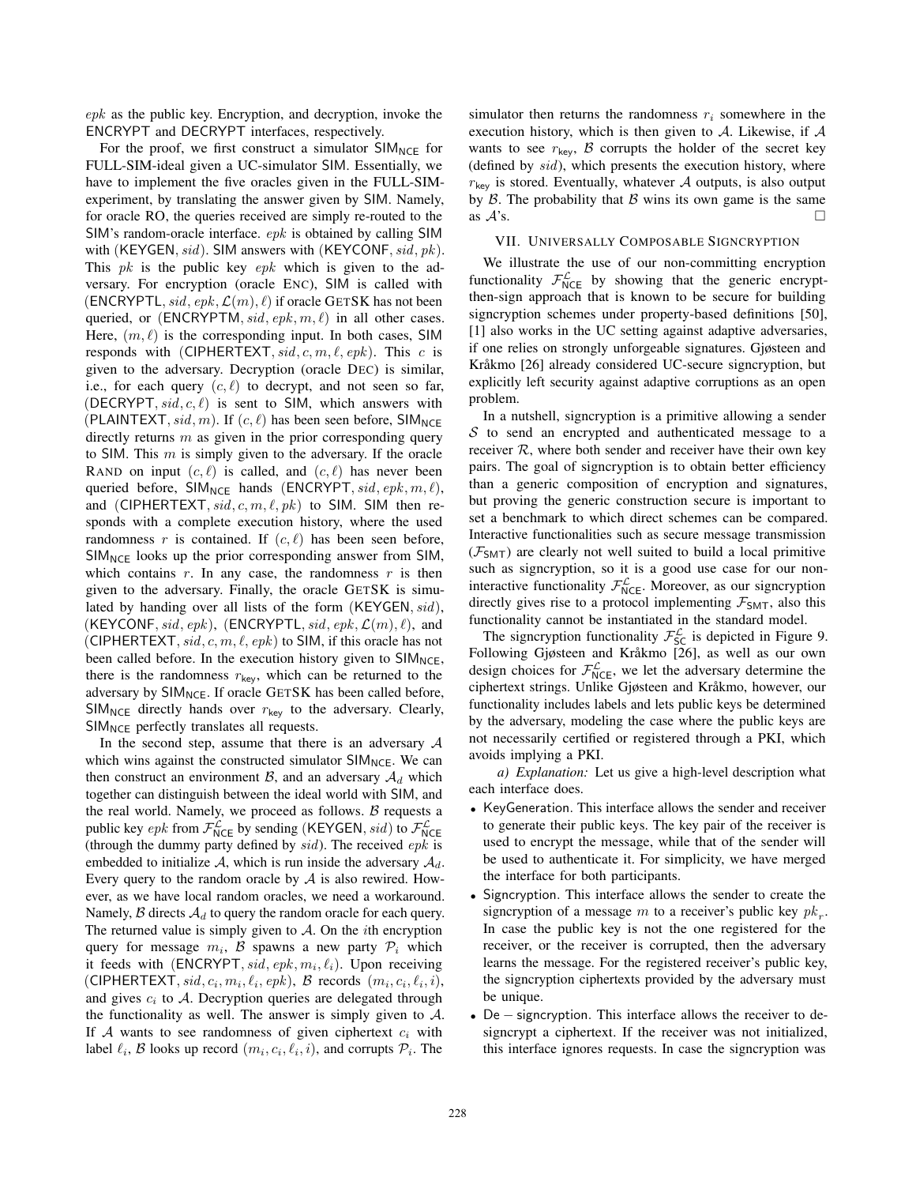$epk$ as the public key. Encryption, and decryption, invoke the ENCRYPT and DECRYPT interfaces, respectively.

For the proof, we first construct a simulator $\mathsf{SIM}_{\mathsf{NCE}}$ for FULL-SIM-ideal given a UC-simulator SIM. Essentially, we have to implement the five oracles given in the FULL-SIM-experiment, by translating the answer given by SIM. Namely, for oracle RO, the queries received are simply re-routed to the SIM's random-oracle interface. $epk$ is obtained by calling SIM with $(\mathsf{KEYGEN}, sid)$. SIM answers with $(\mathsf{KEYCONF}, sid, pk)$. This $pk$ is the public key $epk$ which is given to the adversary. For encryption (oracle ENC), SIM is called with $(\mathsf{ENCRYPTL}, sid, epk, \mathcal{L}(m), \ell)$ if oracle GETSK has not been queried, or $(\mathsf{ENCRYPTM}, sid, epk, m, \ell)$ in all other cases. Here, $(m, \ell)$ is the corresponding input. In both cases, SIM responds with $(\mathsf{CIPHERTEXT}, sid, c, m, \ell, epk)$. This $c$ is given to the adversary. Decryption (oracle DEC) is similar, i.e., for each query $(c, \ell)$ to decrypt, and not seen so far, $(\mathsf{DECRYPT}, sid, c, \ell)$ is sent to SIM, which answers with $(\mathsf{PLAINTEXT}, sid, m)$. If $(c, \ell)$ has been seen before, $\mathsf{SIM}_{\mathsf{NCE}}$ directly returns $m$ as given in the prior corresponding query to SIM. This $m$ is simply given to the adversary. If the oracle RAND on input $(c, \ell)$ is called, and $(c, \ell)$ has never been queried before, $\mathsf{SIM}_{\mathsf{NCE}}$ hands $(\mathsf{ENCRYPT}, sid, epk, m, \ell)$, and $(\mathsf{CIPHERTEXT}, sid, c, m, \ell, pk)$ to SIM. SIM then responds with a complete execution history, where the used randomness $r$ is contained. If $(c, \ell)$ has been seen before, $\mathsf{SIM}_{\mathsf{NCE}}$ looks up the prior corresponding answer from SIM, which contains $r$. In any case, the randomness $r$ is then given to the adversary. Finally, the oracle GETSK is simulated by handing over all lists of the form $(\mathsf{KEYGEN}, sid)$, $(\mathsf{KEYCONF}, sid, epk)$, $(\mathsf{ENCRYPTL}, sid, epk, \mathcal{L}(m), \ell)$, and $(\mathsf{CIPHERTEXT}, sid, c, m, \ell, epk)$ to SIM, if this oracle has not been called before. In the execution history given to $\mathsf{SIM}_{\mathsf{NCE}}$, there is the randomness $r_{\mathsf{key}}$, which can be returned to the adversary by $\mathsf{SIM}_{\mathsf{NCE}}$. If oracle GETSK has been called before, $\mathsf{SIM}_{\mathsf{NCE}}$ directly hands over $r_{\mathsf{key}}$ to the adversary. Clearly, $\mathsf{SIM}_{\mathsf{NCE}}$ perfectly translates all requests.

In the second step, assume that there is an adversary $\mathcal{A}$ which wins against the constructed simulator $\mathsf{SIM}_{\mathsf{NCE}}$. We can then construct an environment $\mathcal{B}$, and an adversary $\mathcal{A}_d$ which together can distinguish between the ideal world with SIM, and the real world. Namely, we proceed as follows. $\mathcal{B}$ requests a public key $epk$ from $\mathcal{F}^{\mathcal{L}}_{\mathsf{NCE}}$ by sending $(\mathsf{KEYGEN}, sid)$ to $\mathcal{F}^{\mathcal{L}}_{\mathsf{NCE}}$ (through the dummy party defined by $sid$). The received $epk$ is embedded to initialize $\mathcal{A}$, which is run inside the adversary $\mathcal{A}_d$. Every query to the random oracle by $\mathcal{A}$ is also rewired. However, as we have local random oracles, we need a workaround. Namely, $\mathcal{B}$ directs $\mathcal{A}_d$ to query the random oracle for each query. The returned value is simply given to $\mathcal{A}$. On the $i$th encryption query for message $m_i$, $\mathcal{B}$ spawns a new party $\mathcal{P}_i$ which it feeds with $(\mathsf{ENCRYPT}, sid, epk, m_i, \ell_i)$. Upon receiving $(\mathsf{CIPHERTEXT}, sid, c_i, m_i, \ell_i, epk)$, $\mathcal{B}$ records $(m_i, c_i, \ell_i, i)$, and gives $c_i$ to $\mathcal{A}$. Decryption queries are delegated through the functionality as well. The answer is simply given to $\mathcal{A}$. If $\mathcal{A}$ wants to see randomness of given ciphertext $c_i$ with label $\ell_i$, $\mathcal{B}$ looks up record $(m_i, c_i, \ell_i, i)$, and corrupts $\mathcal{P}_i$. The simulator then returns the randomness $r_i$ somewhere in the execution history, which is then given to $\mathcal{A}$. Likewise, if $\mathcal{A}$ wants to see $r_{\mathsf{key}}$, $\mathcal{B}$ corrupts the holder of the secret key (defined by $sid$), which presents the execution history, where $r_{\mathsf{key}}$ is stored. Eventually, whatever $\mathcal{A}$ outputs, is also output by $\mathcal{B}$. The probability that $\mathcal{B}$ wins its own game is the same as $\mathcal{A}$'s. □

## VII. Universally Composable Signcryption

We illustrate the use of our non-committing encryption functionality $\mathcal{F}^{\mathcal{L}}_{\mathsf{NCE}}$ by showing that the generic encrypt-then-sign approach that is known to be secure for building signcryption schemes under property-based definitions [50], [1] also works in the UC setting against adaptive adversaries, if one relies on strongly unforgeable signatures. Gjøsteen and Kråkmo [26] already considered UC-secure signcryption, but explicitly left security against adaptive corruptions as an open problem.

In a nutshell, signcryption is a primitive allowing a sender $\mathcal{S}$ to send an encrypted and authenticated message to a receiver $\mathcal{R}$, where both sender and receiver have their own key pairs. The goal of signcryption is to obtain better efficiency than a generic composition of encryption and signatures, but proving the generic construction secure is important to set a benchmark to which direct schemes can be compared. Interactive functionalities such as secure message transmission ($\mathcal{F}_{\mathsf{SMT}}$) are clearly not well suited to build a local primitive such as signcryption, so it is a good use case for our non-interactive functionality $\mathcal{F}^{\mathcal{L}}_{\mathsf{NCE}}$. Moreover, as our signcryption directly gives rise to a protocol implementing $\mathcal{F}_{\mathsf{SMT}}$, also this functionality cannot be instantiated in the standard model.

The signcryption functionality $\mathcal{F}^{\mathcal{L}}_{\mathsf{SC}}$ is depicted in Figure 9. Following Gjøsteen and Kråkmo [26], as well as our own design choices for $\mathcal{F}^{\mathcal{L}}_{\mathsf{NCE}}$, we let the adversary determine the ciphertext strings. Unlike Gjøsteen and Kråkmo, however, our functionality includes labels and lets public keys be determined by the adversary, modeling the case where the public keys are not necessarily certified or registered through a PKI, which avoids implying a PKI.

*a) Explanation:* Let us give a high-level description what each interface does.

- KeyGeneration. This interface allows the sender and receiver to generate their public keys. The key pair of the receiver is used to encrypt the message, while that of the sender will be used to authenticate it. For simplicity, we have merged the interface for both participants.
- Signcryption. This interface allows the sender to create the signcryption of a message $m$ to a receiver's public key $pk_r$. In case the public key is not the one registered for the receiver, or the receiver is corrupted, then the adversary learns the message. For the registered receiver's public key, the signcryption ciphertexts provided by the adversary must be unique.
- De − signcryption. This interface allows the receiver to de-signcrypt a ciphertext. If the receiver was not initialized, this interface ignores requests. In case the signcryption was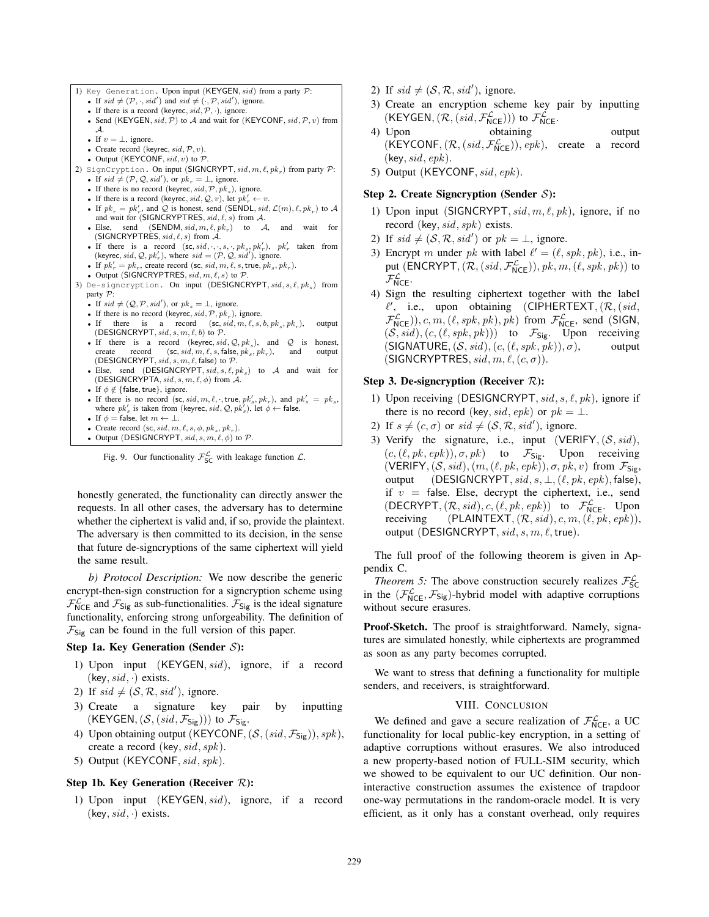1) Key Generation. Upon input $(\mathsf{KEYGEN}, sid)$ from a party $\mathcal{P}$:
   - If $sid \neq (\mathcal{P}, \cdot, sid')$ and $sid \neq (\cdot, \mathcal{P}, sid')$, ignore.
   - If there is a record $(\mathsf{keyrec}, sid, \mathcal{P}, \cdot)$, ignore.
   - Send $(\mathsf{KEYGEN}, sid, \mathcal{P})$ to $\mathcal{A}$ and wait for $(\mathsf{KEYCONF}, sid, \mathcal{P}, v)$ from $\mathcal{A}$.
   - If $v = \bot$, ignore.
   - Create record $(\mathsf{keyrec}, sid, \mathcal{P}, v)$.
   - Output $(\mathsf{KEYCONF}, sid, v)$ to $\mathcal{P}$.
2) SignCryption. On input $(\mathsf{SIGNCRYPT}, sid, m, \ell, pk_r)$ from party $\mathcal{P}$:
   - If $sid \neq (\mathcal{P}, \mathcal{Q}, sid')$, or $pk_r = \bot$, ignore.
   - If there is no record $(\mathsf{keyrec}, sid, \mathcal{P}, pk_s)$, ignore.
   - If there is a record $(\mathsf{keyrec}, sid, \mathcal{Q}, v)$, let $pk'_r \leftarrow v$.
   - If $pk_r = pk'_r$, and $\mathcal{Q}$ is honest, send $(\mathsf{SENDL}, sid, \mathcal{L}(m), \ell, pk_r)$ to $\mathcal{A}$ and wait for $(\mathsf{SIGNCRYPTRES}, sid, \ell, s)$ from $\mathcal{A}$.
   - Else, send $(\mathsf{SENDM}, sid, m, \ell, pk_r)$ to $\mathcal{A}$, and wait for $(\mathsf{SIGNCRYPTRES}, sid, \ell, s)$ from $\mathcal{A}$.
   - If there is a record $(\mathsf{sc}, sid, \cdot, \cdot, s, \cdot, pk_s, pk'_r)$, $pk'_r$ taken from $(\mathsf{keyrec}, sid, \mathcal{Q}, pk'_r)$, where $sid = (\mathcal{P}, \mathcal{Q}, sid')$, ignore.
   - If $pk'_r = pk_r$, create record $(\mathsf{sc}, sid, m, \ell, s, \mathsf{true}, pk_s, pk_r)$.
   - Output $(\mathsf{SIGNCRYPTRES}, sid, m, \ell, s)$ to $\mathcal{P}$.
3) De-signcryption. On input $(\mathsf{DESIGNCRYPT}, sid, s, \ell, pk_s)$ from party $\mathcal{P}$:
   - If $sid \neq (\mathcal{Q}, \mathcal{P}, sid')$, or $pk_s = \bot$, ignore.
   - If there is no record $(\mathsf{keyrec}, sid, \mathcal{P}, pk_r)$, ignore.
   - If there is a record $(\mathsf{sc}, sid, m, \ell, s, b, pk_s, pk_r)$, output $(\mathsf{DESIGNCRYPT}, sid, s, m, \ell, b)$ to $\mathcal{P}$.
   - If there is a record $(\mathsf{keyrec}, sid, \mathcal{Q}, pk_s)$, and $\mathcal{Q}$ is honest, create record $(\mathsf{sc}, sid, m, \ell, s, \mathsf{false}, pk_s, pk_r)$, and output $(\mathsf{DESIGNCRYPT}, sid, s, m, \ell, \mathsf{false})$ to $\mathcal{P}$.
   - Else, send $(\mathsf{DESIGNCRYPT}, sid, s, \ell, pk_s)$ to $\mathcal{A}$ and wait for $(\mathsf{DESIGNCRYPTA}, sid, s, m, \ell, \phi)$ from $\mathcal{A}$.
   - If $\phi \notin \{\mathsf{false}, \mathsf{true}\}$, ignore.
   - If there is no record $(\mathsf{sc}, sid, m, \ell, \cdot, \mathsf{true}, pk'_s, pk_r)$, and $pk'_s = pk_s$, where $pk'_s$ is taken from $(\mathsf{keyrec}, sid, \mathcal{Q}, pk'_s)$, let $\phi \leftarrow \mathsf{false}$.
   - If $\phi = \mathsf{false}$, let $m \leftarrow \bot$.
   - Create record $(\mathsf{sc}, sid, m, \ell, s, \phi, pk_s, pk_r)$.
   - Output $(\mathsf{DESIGNCRYPT}, sid, s, m, \ell, \phi)$ to $\mathcal{P}$.

Fig. 9. Our functionality $\mathcal{F}_{\mathsf{SC}}^{\mathcal{L}}$ with leakage function $\mathcal{L}$.

honestly generated, the functionality can directly answer the requests. In all other cases, the adversary has to determine whether the ciphertext is valid and, if so, provide the plaintext. The adversary is then committed to its decision, in the sense that future de-signcryptions of the same ciphertext will yield the same result.

*b) Protocol Description:* We now describe the generic encrypt-then-sign construction for a signcryption scheme using $\mathcal{F}_{\mathsf{NCE}}^{\mathcal{L}}$ and $\mathcal{F}_{\mathsf{Sig}}$ as sub-functionalities. $\mathcal{F}_{\mathsf{Sig}}$ is the ideal signature functionality, enforcing strong unforgeability. The definition of $\mathcal{F}_{\mathsf{Sig}}$ can be found in the full version of this paper.

**Step 1a. Key Generation (Sender $\mathcal{S}$):**

1) Upon input $(\mathsf{KEYGEN}, sid)$, ignore, if a record $(\mathsf{key}, sid, \cdot)$ exists.
2) If $sid \neq (\mathcal{S}, \mathcal{R}, sid')$, ignore.
3) Create a signature key pair by inputting $(\mathsf{KEYGEN}, (\mathcal{S}, (sid, \mathcal{F}_{\mathsf{Sig}})))$ to $\mathcal{F}_{\mathsf{Sig}}$.
4) Upon obtaining output $(\mathsf{KEYCONF}, (\mathcal{S}, (sid, \mathcal{F}_{\mathsf{Sig}})), spk)$, create a record $(\mathsf{key}, sid, spk)$.
5) Output $(\mathsf{KEYCONF}, sid, spk)$.

**Step 1b. Key Generation (Receiver $\mathcal{R}$):**

1) Upon input $(\mathsf{KEYGEN}, sid)$, ignore, if a record $(\mathsf{key}, sid, \cdot)$ exists.
2) If $sid \neq (\mathcal{S}, \mathcal{R}, sid')$, ignore.
3) Create an encryption scheme key pair by inputting $(\mathsf{KEYGEN}, (\mathcal{R}, (sid, \mathcal{F}_{\mathsf{NCE}}^{\mathcal{L}})))$ to $\mathcal{F}_{\mathsf{NCE}}^{\mathcal{L}}$.
4) Upon obtaining output $(\mathsf{KEYCONF}, (\mathcal{R}, (sid, \mathcal{F}_{\mathsf{NCE}}^{\mathcal{L}})), epk)$, create a record $(\mathsf{key}, sid, epk)$.
5) Output $(\mathsf{KEYCONF}, sid, epk)$.

**Step 2. Create Signcryption (Sender $\mathcal{S}$):**

1) Upon input $(\mathsf{SIGNCRYPT}, sid, m, \ell, pk)$, ignore, if no record $(\mathsf{key}, sid, spk)$ exists.
2) If $sid \neq (\mathcal{S}, \mathcal{R}, sid')$ or $pk = \bot$, ignore.
3) Encrypt $m$ under $pk$ with label $\ell' = (\ell, spk, pk)$, i.e., input $(\mathsf{ENCRYPT}, (\mathcal{R}, (sid, \mathcal{F}_{\mathsf{NCE}}^{\mathcal{L}})), pk, m, (\ell, spk, pk))$ to $\mathcal{F}_{\mathsf{NCE}}^{\mathcal{L}}$.
4) Sign the resulting ciphertext together with the label $\ell'$, i.e., upon obtaining $(\mathsf{CIPHERTEXT}, (\mathcal{R}, (sid, \mathcal{F}_{\mathsf{NCE}}^{\mathcal{L}})), c, m, (\ell, spk, pk), pk)$ from $\mathcal{F}_{\mathsf{NCE}}^{\mathcal{L}}$, send $(\mathsf{SIGN}, (\mathcal{S}, sid), (c, (\ell, spk, pk)))$ to $\mathcal{F}_{\mathsf{Sig}}$. Upon receiving $(\mathsf{SIGNATURE}, (\mathcal{S}, sid), (c, (\ell, spk, pk)), \sigma)$, output $(\mathsf{SIGNCRYPTRES}, sid, m, \ell, (c, \sigma))$.

**Step 3. De-signcryption (Receiver $\mathcal{R}$):**

1) Upon receiving $(\mathsf{DESIGNCRYPT}, sid, s, \ell, pk)$, ignore if there is no record $(\mathsf{key}, sid, epk)$ or $pk = \bot$.
2) If $s \neq (c, \sigma)$ or $sid \neq (\mathcal{S}, \mathcal{R}, sid')$, ignore.
3) Verify the signature, i.e., input $(\mathsf{VERIFY}, (\mathcal{S}, sid), (c, (\ell, pk, epk)), \sigma, pk)$ to $\mathcal{F}_{\mathsf{Sig}}$. Upon receiving $(\mathsf{VERIFY}, (\mathcal{S}, sid), (m, (\ell, pk, epk)), \sigma, pk, v)$ from $\mathcal{F}_{\mathsf{Sig}}$, output $(\mathsf{DESIGNCRYPT}, sid, s, \bot, (\ell, pk, epk), \mathsf{false})$, if $v = \mathsf{false}$. Else, decrypt the ciphertext, i.e., send $(\mathsf{DECRYPT}, (\mathcal{R}, sid), c, (\ell, pk, epk))$ to $\mathcal{F}_{\mathsf{NCE}}^{\mathcal{L}}$. Upon receiving $(\mathsf{PLAINTEXT}, (\mathcal{R}, sid), c, m, (\ell, pk, epk))$, output $(\mathsf{DESIGNCRYPT}, sid, s, m, \ell, \mathsf{true})$.

The full proof of the following theorem is given in Appendix C.

*Theorem 5:* The above construction securely realizes $\mathcal{F}_{\mathsf{SC}}^{\mathcal{L}}$ in the $(\mathcal{F}_{\mathsf{NCE}}^{\mathcal{L}}, \mathcal{F}_{\mathsf{Sig}})$-hybrid model with adaptive corruptions without secure erasures.

**Proof-Sketch.** The proof is straightforward. Namely, signatures are simulated honestly, while ciphertexts are programmed as soon as any party becomes corrupted.

We want to stress that defining a functionality for multiple senders, and receivers, is straightforward.

## VIII. Conclusion

We defined and gave a secure realization of $\mathcal{F}_{\mathsf{NCE}}^{\mathcal{L}}$, a UC functionality for local public-key encryption, in a setting of adaptive corruptions without erasures. We also introduced a new property-based notion of FULL-SIM security, which we showed to be equivalent to our UC definition. Our non-interactive construction assumes the existence of trapdoor one-way permutations in the random-oracle model. It is very efficient, as it only has a constant overhead, only requires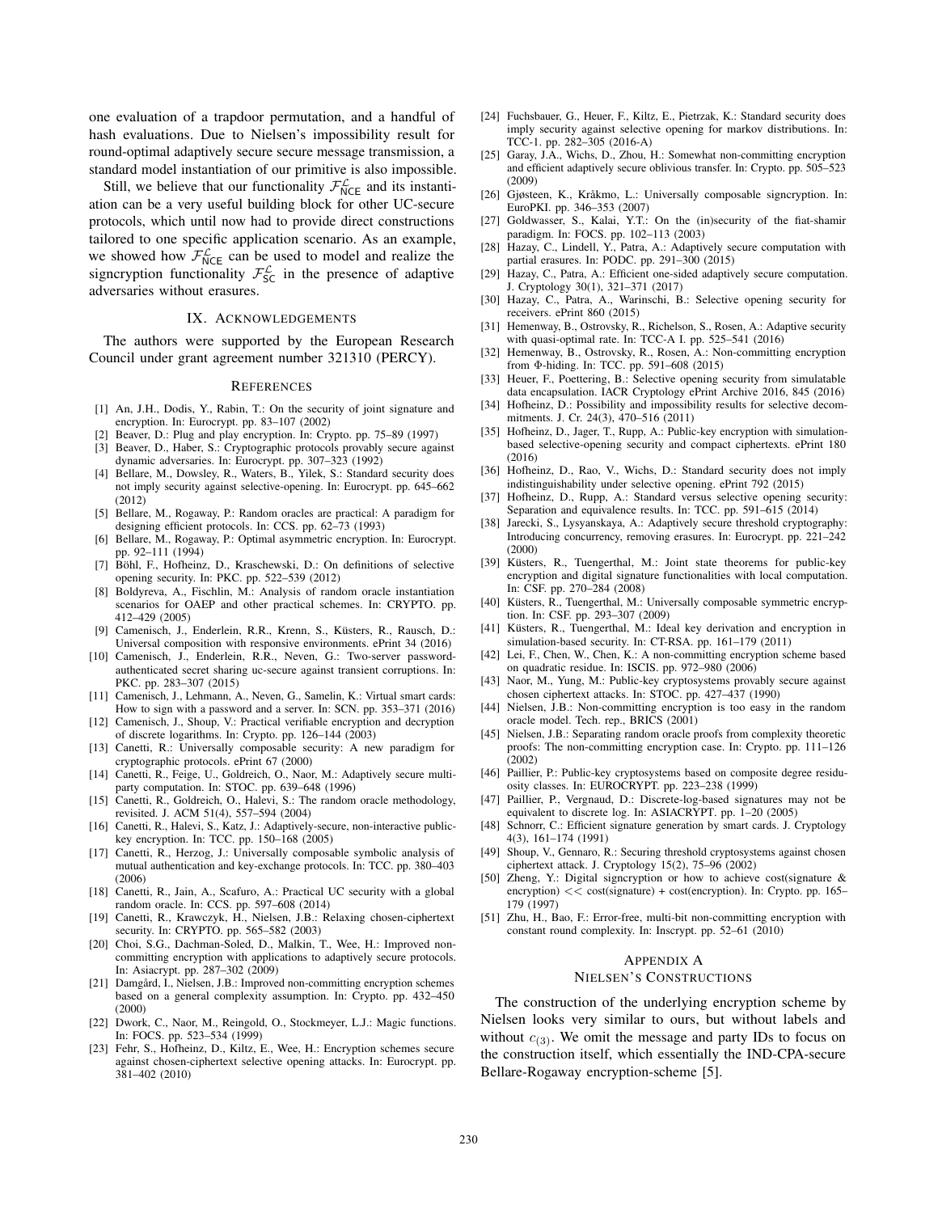one evaluation of a trapdoor permutation, and a handful of hash evaluations. Due to Nielsen's impossibility result for round-optimal adaptively secure secure message transmission, a standard model instantiation of our primitive is also impossible.

Still, we believe that our functionality $\mathcal{F}^{\mathcal{L}}_{\mathsf{NCE}}$ and its instantiation can be a very useful building block for other UC-secure protocols, which until now had to provide direct constructions tailored to one specific application scenario. As an example, we showed how $\mathcal{F}^{\mathcal{L}}_{\mathsf{NCE}}$ can be used to model and realize the signcryption functionality $\mathcal{F}^{\mathcal{L}}_{\mathsf{SC}}$ in the presence of adaptive adversaries without erasures.

## IX. Acknowledgements

The authors were supported by the European Research Council under grant agreement number 321310 (PERCY).

## References

[1] An, J.H., Dodis, Y., Rabin, T.: On the security of joint signature and encryption. In: Eurocrypt. pp. 83–107 (2002)

[2] Beaver, D.: Plug and play encryption. In: Crypto. pp. 75–89 (1997)

[3] Beaver, D., Haber, S.: Cryptographic protocols provably secure against dynamic adversaries. In: Eurocrypt. pp. 307–323 (1992)

[4] Bellare, M., Dowsley, R., Waters, B., Yilek, S.: Standard security does not imply security against selective-opening. In: Eurocrypt. pp. 645–662 (2012)

[5] Bellare, M., Rogaway, P.: Random oracles are practical: A paradigm for designing efficient protocols. In: CCS. pp. 62–73 (1993)

[6] Bellare, M., Rogaway, P.: Optimal asymmetric encryption. In: Eurocrypt. pp. 92–111 (1994)

[7] Böhl, F., Hofheinz, D., Kraschewski, D.: On definitions of selective opening security. In: PKC. pp. 522–539 (2012)

[8] Boldyreva, A., Fischlin, M.: Analysis of random oracle instantiation scenarios for OAEP and other practical schemes. In: CRYPTO. pp. 412–429 (2005)

[9] Camenisch, J., Enderlein, R.R., Krenn, S., Küsters, R., Rausch, D.: Universal composition with responsive environments. ePrint 34 (2016)

[10] Camenisch, J., Enderlein, R.R., Neven, G.: Two-server password-authenticated secret sharing uc-secure against transient corruptions. In: PKC. pp. 283–307 (2015)

[11] Camenisch, J., Lehmann, A., Neven, G., Samelin, K.: Virtual smart cards: How to sign with a password and a server. In: SCN. pp. 353–371 (2016)

[12] Camenisch, J., Shoup, V.: Practical verifiable encryption and decryption of discrete logarithms. In: Crypto. pp. 126–144 (2003)

[13] Canetti, R.: Universally composable security: A new paradigm for cryptographic protocols. ePrint 67 (2000)

[14] Canetti, R., Feige, U., Goldreich, O., Naor, M.: Adaptively secure multi-party computation. In: STOC. pp. 639–648 (1996)

[15] Canetti, R., Goldreich, O., Halevi, S.: The random oracle methodology, revisited. J. ACM 51(4), 557–594 (2004)

[16] Canetti, R., Halevi, S., Katz, J.: Adaptively-secure, non-interactive public-key encryption. In: TCC. pp. 150–168 (2005)

[17] Canetti, R., Herzog, J.: Universally composable symbolic analysis of mutual authentication and key-exchange protocols. In: TCC. pp. 380–403 (2006)

[18] Canetti, R., Jain, A., Scafuro, A.: Practical UC security with a global random oracle. In: CCS. pp. 597–608 (2014)

[19] Canetti, R., Krawczyk, H., Nielsen, J.B.: Relaxing chosen-ciphertext security. In: CRYPTO. pp. 565–582 (2003)

[20] Choi, S.G., Dachman-Soled, D., Malkin, T., Wee, H.: Improved non-committing encryption with applications to adaptively secure protocols. In: Asiacrypt. pp. 287–302 (2009)

[21] Damgård, I., Nielsen, J.B.: Improved non-committing encryption schemes based on a general complexity assumption. In: Crypto. pp. 432–450 (2000)

[22] Dwork, C., Naor, M., Reingold, O., Stockmeyer, L.J.: Magic functions. In: FOCS. pp. 523–534 (1999)

[23] Fehr, S., Hofheinz, D., Kiltz, E., Wee, H.: Encryption schemes secure against chosen-ciphertext selective opening attacks. In: Eurocrypt. pp. 381–402 (2010)

[24] Fuchsbauer, G., Heuer, F., Kiltz, E., Pietrzak, K.: Standard security does imply security against selective opening for markov distributions. In: TCC-1. pp. 282–305 (2016-A)

[25] Garay, J.A., Wichs, D., Zhou, H.: Somewhat non-committing encryption and efficient adaptively secure oblivious transfer. In: Crypto. pp. 505–523 (2009)

[26] Gjøsteen, K., Kråkmo, L.: Universally composable signcryption. In: EuroPKI. pp. 346–353 (2007)

[27] Goldwasser, S., Kalai, Y.T.: On the (in)security of the fiat-shamir paradigm. In: FOCS. pp. 102–113 (2003)

[28] Hazay, C., Lindell, Y., Patra, A.: Adaptively secure computation with partial erasures. In: PODC. pp. 291–300 (2015)

[29] Hazay, C., Patra, A.: Efficient one-sided adaptively secure computation. J. Cryptology 30(1), 321–371 (2017)

[30] Hazay, C., Patra, A., Warinschi, B.: Selective opening security for receivers. ePrint 860 (2015)

[31] Hemenway, B., Ostrovsky, R., Richelson, S., Rosen, A.: Adaptive security with quasi-optimal rate. In: TCC-A I. pp. 525–541 (2016)

[32] Hemenway, B., Ostrovsky, R., Rosen, A.: Non-committing encryption from Φ-hiding. In: TCC. pp. 591–608 (2015)

[33] Heuer, F., Poettering, B.: Selective opening security from simulatable data encapsulation. IACR Cryptology ePrint Archive 2016, 845 (2016)

[34] Hofheinz, D.: Possibility and impossibility results for selective decommitments. J. Cr. 24(3), 470–516 (2011)

[35] Hofheinz, D., Jager, T., Rupp, A.: Public-key encryption with simulation-based selective-opening security and compact ciphertexts. ePrint 180 (2016)

[36] Hofheinz, D., Rao, V., Wichs, D.: Standard security does not imply indistinguishability under selective opening. ePrint 792 (2015)

[37] Hofheinz, D., Rupp, A.: Standard versus selective opening security: Separation and equivalence results. In: TCC. pp. 591–615 (2014)

[38] Jarecki, S., Lysyanskaya, A.: Adaptively secure threshold cryptography: Introducing concurrency, removing erasures. In: Eurocrypt. pp. 221–242 (2000)

[39] Küsters, R., Tuengerthal, M.: Joint state theorems for public-key encryption and digital signature functionalities with local computation. In: CSF. pp. 270–284 (2008)

[40] Küsters, R., Tuengerthal, M.: Universally composable symmetric encryption. In: CSF. pp. 293–307 (2009)

[41] Küsters, R., Tuengerthal, M.: Ideal key derivation and encryption in simulation-based security. In: CT-RSA. pp. 161–179 (2011)

[42] Lei, F., Chen, W., Chen, K.: A non-committing encryption scheme based on quadratic residue. In: ISCIS. pp. 972–980 (2006)

[43] Naor, M., Yung, M.: Public-key cryptosystems provably secure against chosen ciphertext attacks. In: STOC. pp. 427–437 (1990)

[44] Nielsen, J.B.: Non-committing encryption is too easy in the random oracle model. Tech. rep., BRICS (2001)

[45] Nielsen, J.B.: Separating random oracle proofs from complexity theoretic proofs: The non-committing encryption case. In: Crypto. pp. 111–126 (2002)

[46] Paillier, P.: Public-key cryptosystems based on composite degree residuosity classes. In: EUROCRYPT. pp. 223–238 (1999)

[47] Paillier, P., Vergnaud, D.: Discrete-log-based signatures may not be equivalent to discrete log. In: ASIACRYPT. pp. 1–20 (2005)

[48] Schnorr, C.: Efficient signature generation by smart cards. J. Cryptology 4(3), 161–174 (1991)

[49] Shoup, V., Gennaro, R.: Securing threshold cryptosystems against chosen ciphertext attack. J. Cryptology 15(2), 75–96 (2002)

[50] Zheng, Y.: Digital signcryption or how to achieve cost(signature & encryption) << cost(signature) + cost(encryption). In: Crypto. pp. 165–179 (1997)

[51] Zhu, H., Bao, F.: Error-free, multi-bit non-committing encryption with constant round complexity. In: Inscrypt. pp. 52–61 (2010)

## Appendix A
## Nielsen's Constructions

The construction of the underlying encryption scheme by Nielsen looks very similar to ours, but without labels and without $c_{(3)}$. We omit the message and party IDs to focus on the construction itself, which essentially the IND-CPA-secure Bellare-Rogaway encryption-scheme [5].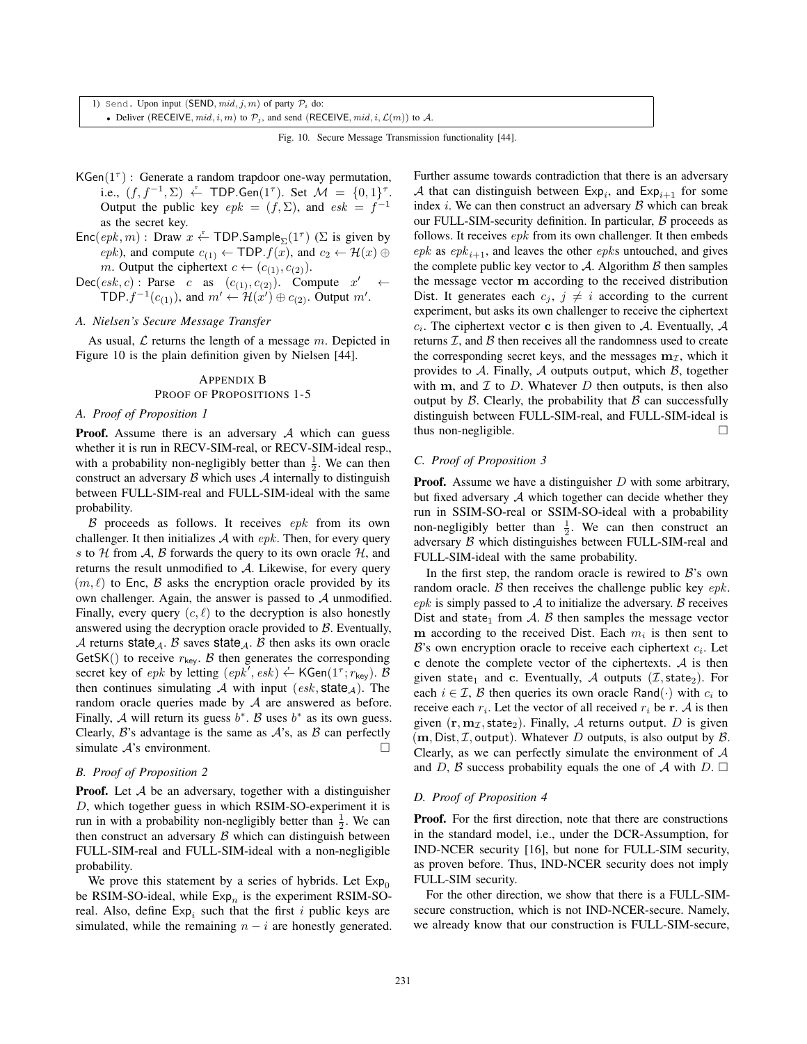1) Send. Upon input (SEND, $mid, j, m$) of party $\mathcal{P}_i$ do:
- Deliver (RECEIVE, $mid, i, m$) to $\mathcal{P}_j$, and send (RECEIVE, $mid, i, \mathcal{L}(m)$) to $\mathcal{A}$.

Fig. 10. Secure Message Transmission functionality [44].

$\mathsf{KGen}(1^\tau)$ : Generate a random trapdoor one-way permutation, i.e., $(f, f^{-1}, \Sigma) \xleftarrow{r} \mathsf{TDP.Gen}(1^\tau)$. Set $\mathcal{M} = \{0,1\}^\tau$. Output the public key $epk = (f, \Sigma)$, and $esk = f^{-1}$ as the secret key.

$\mathsf{Enc}(epk, m)$ : Draw $x \xleftarrow{r} \mathsf{TDP.Sample}_\Sigma(1^\tau)$ ($\Sigma$ is given by $epk$), and compute $c_{(1)} \leftarrow \mathsf{TDP}.f(x)$, and $c_2 \leftarrow \mathcal{H}(x) \oplus m$. Output the ciphertext $c \leftarrow (c_{(1)}, c_{(2)})$.

$\mathsf{Dec}(esk, c)$ : Parse $c$ as $(c_{(1)}, c_{(2)})$. Compute $x' \leftarrow \mathsf{TDP}.f^{-1}(c_{(1)})$, and $m' \leftarrow \mathcal{H}(x') \oplus c_{(2)}$. Output $m'$.

### A. Nielsen's Secure Message Transfer

As usual, $\mathcal{L}$ returns the length of a message $m$. Depicted in Figure 10 is the plain definition given by Nielsen [44].

## Appendix B
## Proof of Propositions 1-5

### A. Proof of Proposition 1

**Proof.** Assume there is an adversary $\mathcal{A}$ which can guess whether it is run in RECV-SIM-real, or RECV-SIM-ideal resp., with a probability non-negligibly better than $\frac{1}{2}$. We can then construct an adversary $\mathcal{B}$ which uses $\mathcal{A}$ internally to distinguish between FULL-SIM-real and FULL-SIM-ideal with the same probability.

$\mathcal{B}$ proceeds as follows. It receives $epk$ from its own challenger. It then initializes $\mathcal{A}$ with $epk$. Then, for every query $s$ to $\mathcal{H}$ from $\mathcal{A}$, $\mathcal{B}$ forwards the query to its own oracle $\mathcal{H}$, and returns the result unmodified to $\mathcal{A}$. Likewise, for every query $(m, \ell)$ to $\mathsf{Enc}$, $\mathcal{B}$ asks the encryption oracle provided by its own challenger. Again, the answer is passed to $\mathcal{A}$ unmodified. Finally, every query $(c, \ell)$ to the decryption is also honestly answered using the decryption oracle provided to $\mathcal{B}$. Eventually, $\mathcal{A}$ returns $\mathsf{state}_\mathcal{A}$. $\mathcal{B}$ saves $\mathsf{state}_\mathcal{A}$. $\mathcal{B}$ then asks its own oracle $\mathsf{GetSK}()$ to receive $r_{\mathsf{key}}$. $\mathcal{B}$ then generates the corresponding secret key of $epk$ by letting $(epk', esk) \xleftarrow{r} \mathsf{KGen}(1^\tau; r_{\mathsf{key}})$. $\mathcal{B}$ then continues simulating $\mathcal{A}$ with input $(esk, \mathsf{state}_\mathcal{A})$. The random oracle queries made by $\mathcal{A}$ are answered as before. Finally, $\mathcal{A}$ will return its guess $b^*$. $\mathcal{B}$ uses $b^*$ as its own guess. Clearly, $\mathcal{B}$'s advantage is the same as $\mathcal{A}$'s, as $\mathcal{B}$ can perfectly simulate $\mathcal{A}$'s environment. $\square$

### B. Proof of Proposition 2

**Proof.** Let $\mathcal{A}$ be an adversary, together with a distinguisher $D$, which together guess in which RSIM-SO-experiment it is run in with a probability non-negligibly better than $\frac{1}{2}$. We can then construct an adversary $\mathcal{B}$ which can distinguish between FULL-SIM-real and FULL-SIM-ideal with a non-negligible probability.

We prove this statement by a series of hybrids. Let $\mathsf{Exp}_0$ be RSIM-SO-ideal, while $\mathsf{Exp}_n$ is the experiment RSIM-SO-real. Also, define $\mathsf{Exp}_i$ such that the first $i$ public keys are simulated, while the remaining $n - i$ are honestly generated. Further assume towards contradiction that there is an adversary $\mathcal{A}$ that can distinguish between $\mathsf{Exp}_i$, and $\mathsf{Exp}_{i+1}$ for some index $i$. We can then construct an adversary $\mathcal{B}$ which can break our FULL-SIM-security definition. In particular, $\mathcal{B}$ proceeds as follows. It receives $epk$ from its own challenger. It then embeds $epk$ as $epk_{i+1}$, and leaves the other $epk$s untouched, and gives the complete public key vector to $\mathcal{A}$. Algorithm $\mathcal{B}$ then samples the message vector $\mathbf{m}$ according to the received distribution Dist. It generates each $c_j$, $j \neq i$ according to the current experiment, but asks its own challenger to receive the ciphertext $c_i$. The ciphertext vector $\mathbf{c}$ is then given to $\mathcal{A}$. Eventually, $\mathcal{A}$ returns $\mathcal{I}$, and $\mathcal{B}$ then receives all the randomness used to create the corresponding secret keys, and the messages $\mathbf{m}_\mathcal{I}$, which it provides to $\mathcal{A}$. Finally, $\mathcal{A}$ outputs $\mathsf{output}$, which $\mathcal{B}$, together with $\mathbf{m}$, and $\mathcal{I}$ to $D$. Whatever $D$ then outputs, is then also output by $\mathcal{B}$. Clearly, the probability that $\mathcal{B}$ can successfully distinguish between FULL-SIM-real, and FULL-SIM-ideal is thus non-negligible. $\square$

### C. Proof of Proposition 3

**Proof.** Assume we have a distinguisher $D$ with some arbitrary, but fixed adversary $\mathcal{A}$ which together can decide whether they run in SSIM-SO-real or SSIM-SO-ideal with a probability non-negligibly better than $\frac{1}{2}$. We can then construct an adversary $\mathcal{B}$ which distinguishes between FULL-SIM-real and FULL-SIM-ideal with the same probability.

In the first step, the random oracle is rewired to $\mathcal{B}$'s own random oracle. $\mathcal{B}$ then receives the challenge public key $epk$. $epk$ is simply passed to $\mathcal{A}$ to initialize the adversary. $\mathcal{B}$ receives Dist and $\mathsf{state}_1$ from $\mathcal{A}$. $\mathcal{B}$ then samples the message vector $\mathbf{m}$ according to the received Dist. Each $m_i$ is then sent to $\mathcal{B}$'s own encryption oracle to receive each ciphertext $c_i$. Let $\mathbf{c}$ denote the complete vector of the ciphertexts. $\mathcal{A}$ is then given $\mathsf{state}_1$ and $\mathbf{c}$. Eventually, $\mathcal{A}$ outputs $(\mathcal{I}, \mathsf{state}_2)$. For each $i \in \mathcal{I}$, $\mathcal{B}$ then queries its own oracle $\mathsf{Rand}(\cdot)$ with $c_i$ to receive each $r_i$. Let the vector of all received $r_i$ be $\mathbf{r}$. $\mathcal{A}$ is then given $(\mathbf{r}, \mathbf{m}_\mathcal{I}, \mathsf{state}_2)$. Finally, $\mathcal{A}$ returns $\mathsf{output}$. $D$ is given $(\mathbf{m}, \mathsf{Dist}, \mathcal{I}, \mathsf{output})$. Whatever $D$ outputs, is also output by $\mathcal{B}$. Clearly, as we can perfectly simulate the environment of $\mathcal{A}$ and $D$, $\mathcal{B}$ success probability equals the one of $\mathcal{A}$ with $D$. $\square$

### D. Proof of Proposition 4

**Proof.** For the first direction, note that there are constructions in the standard model, i.e., under the DCR-Assumption, for IND-NCER security [16], but none for FULL-SIM security, as proven before. Thus, IND-NCER security does not imply FULL-SIM security.

For the other direction, we show that there is a FULL-SIM-secure construction, which is not IND-NCER-secure. Namely, we already know that our construction is FULL-SIM-secure,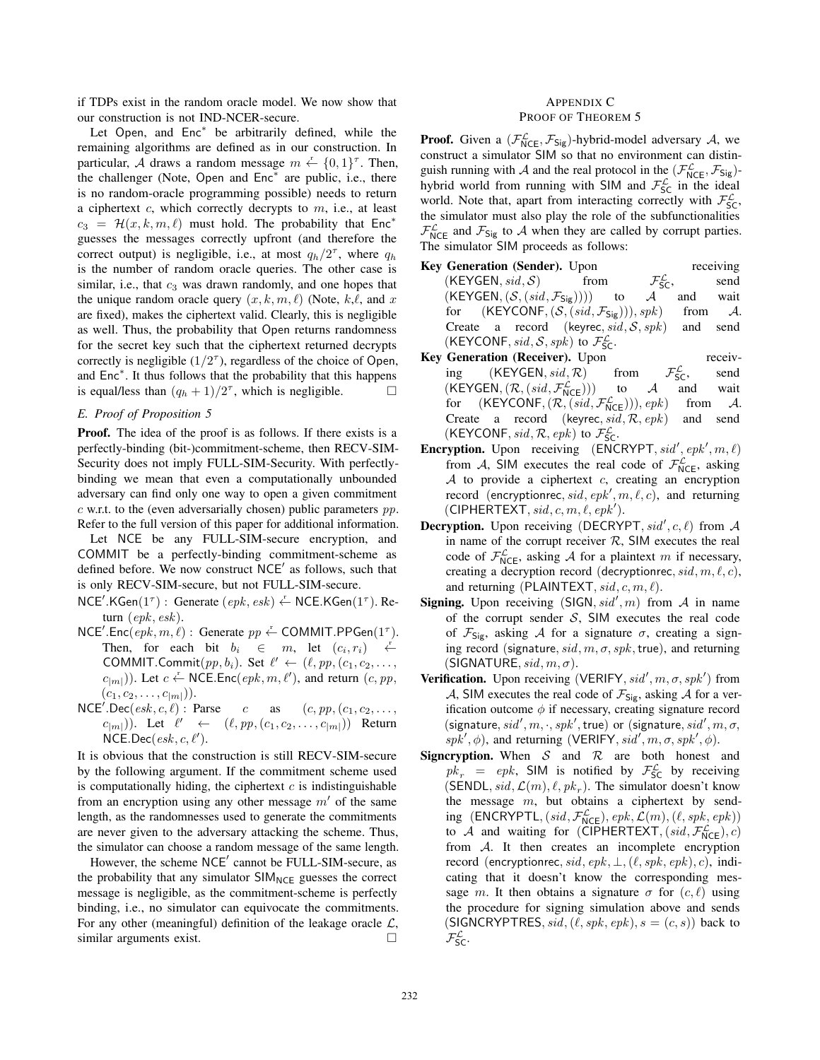if TDPs exist in the random oracle model. We now show that our construction is not IND-NCER-secure.

Let Open, and $\mathsf{Enc}^*$ be arbitrarily defined, while the remaining algorithms are defined as in our construction. In particular, $\mathcal{A}$ draws a random message $m \xleftarrow{r} \{0,1\}^\tau$. Then, the challenger (Note, Open and $\mathsf{Enc}^*$ are public, i.e., there is no random-oracle programming possible) needs to return a ciphertext $c$, which correctly decrypts to $m$, i.e., at least $c_3 = \mathcal{H}(x,k,m,\ell)$ must hold. The probability that $\mathsf{Enc}^*$ guesses the messages correctly upfront (and therefore the correct output) is negligible, i.e., at most $q_h/2^\tau$, where $q_h$ is the number of random oracle queries. The other case is similar, i.e., that $c_3$ was drawn randomly, and one hopes that the unique random oracle query $(x,k,m,\ell)$ (Note, $k$,$\ell$, and $x$ are fixed), makes the ciphertext valid. Clearly, this is negligible as well. Thus, the probability that Open returns randomness for the secret key such that the ciphertext returned decrypts correctly is negligible ($1/2^\tau$), regardless of the choice of Open, and $\mathsf{Enc}^*$. It thus follows that the probability that this happens is equal/less than $(q_h+1)/2^\tau$, which is negligible. □

### *E. Proof of Proposition 5*

**Proof.** The idea of the proof is as follows. If there exists is a perfectly-binding (bit-)commitment-scheme, then RECV-SIM-Security does not imply FULL-SIM-Security. With perfectly-binding we mean that even a computationally unbounded adversary can find only one way to open a given commitment $c$ w.r.t. to the (even adversarially chosen) public parameters $pp$. Refer to the full version of this paper for additional information.

Let NCE be any FULL-SIM-secure encryption, and COMMIT be a perfectly-binding commitment-scheme as defined before. We now construct $\mathsf{NCE}'$ as follows, such that is only RECV-SIM-secure, but not FULL-SIM-secure.

$\mathsf{NCE}'.\mathsf{KGen}(1^\tau)$ : Generate $(epk, esk) \xleftarrow{r} \mathsf{NCE}.\mathsf{KGen}(1^\tau)$. Return $(epk, esk)$.

$\mathsf{NCE}'.\mathsf{Enc}(epk, m, \ell)$ : Generate $pp \xleftarrow{r} \mathsf{COMMIT}.\mathsf{PPGen}(1^\tau)$. Then, for each bit $b_i \in m$, let $(c_i, r_i) \xleftarrow{r} \mathsf{COMMIT}.\mathsf{Commit}(pp, b_i)$. Set $\ell' \leftarrow (\ell, pp, (c_1, c_2, \ldots, c_{|m|}))$. Let $c \xleftarrow{r} \mathsf{NCE}.\mathsf{Enc}(epk, m, \ell')$, and return $(c, pp, (c_1, c_2, \ldots, c_{|m|}))$.

$\mathsf{NCE}'.\mathsf{Dec}(esk, c, \ell)$ : Parse $c$ as $(c, pp, (c_1, c_2, \ldots, c_{|m|}))$. Let $\ell' \leftarrow (\ell, pp, (c_1, c_2, \ldots, c_{|m|}))$ Return $\mathsf{NCE}.\mathsf{Dec}(esk, c, \ell')$.

It is obvious that the construction is still RECV-SIM-secure by the following argument. If the commitment scheme used is computationally hiding, the ciphertext $c$ is indistinguishable from an encryption using any other message $m'$ of the same length, as the randomnesses used to generate the commitments are never given to the adversary attacking the scheme. Thus, the simulator can choose a random message of the same length.

However, the scheme $\mathsf{NCE}'$ cannot be FULL-SIM-secure, as the probability that any simulator $\mathsf{SIM}_{\mathsf{NCE}}$ guesses the correct message is negligible, as the commitment-scheme is perfectly binding, i.e., no simulator can equivocate the commitments. For any other (meaningful) definition of the leakage oracle $\mathcal{L}$, similar arguments exist. □

## Appendix C
## Proof of Theorem 5

**Proof.** Given a $(\mathcal{F}^{\mathcal{L}}_{\mathsf{NCE}}, \mathcal{F}_{\mathsf{Sig}})$-hybrid-model adversary $\mathcal{A}$, we construct a simulator SIM so that no environment can distinguish running with $\mathcal{A}$ and the real protocol in the $(\mathcal{F}^{\mathcal{L}}_{\mathsf{NCE}}, \mathcal{F}_{\mathsf{Sig}})$-hybrid world from running with SIM and $\mathcal{F}^{\mathcal{L}}_{\mathsf{SC}}$ in the ideal world. Note that, apart from interacting correctly with $\mathcal{F}^{\mathcal{L}}_{\mathsf{SC}}$, the simulator must also play the role of the subfunctionalities $\mathcal{F}^{\mathcal{L}}_{\mathsf{NCE}}$ and $\mathcal{F}_{\mathsf{Sig}}$ to $\mathcal{A}$ when they are called by corrupt parties. The simulator SIM proceeds as follows:

**Key Generation (Sender).** Upon receiving $(\mathsf{KEYGEN}, sid, \mathcal{S})$ from $\mathcal{F}^{\mathcal{L}}_{\mathsf{SC}}$, send $(\mathsf{KEYGEN}, (\mathcal{S}, (sid, \mathcal{F}_{\mathsf{Sig}})))$ to $\mathcal{A}$ and wait for $(\mathsf{KEYCONF}, (\mathcal{S}, (sid, \mathcal{F}_{\mathsf{Sig}})), spk)$ from $\mathcal{A}$. Create a record $(\mathsf{keyrec}, sid, \mathcal{S}, spk)$ and send $(\mathsf{KEYCONF}, sid, \mathcal{S}, spk)$ to $\mathcal{F}^{\mathcal{L}}_{\mathsf{SC}}$.

**Key Generation (Receiver).** Upon receiving $(\mathsf{KEYGEN}, sid, \mathcal{R})$ from $\mathcal{F}^{\mathcal{L}}_{\mathsf{SC}}$, send $(\mathsf{KEYGEN}, (\mathcal{R}, (sid, \mathcal{F}^{\mathcal{L}}_{\mathsf{NCE}})))$ to $\mathcal{A}$ and wait for $(\mathsf{KEYCONF}, (\mathcal{R}, (sid, \mathcal{F}^{\mathcal{L}}_{\mathsf{NCE}})), epk)$ from $\mathcal{A}$. Create a record $(\mathsf{keyrec}, sid, \mathcal{R}, epk)$ and send $(\mathsf{KEYCONF}, sid, \mathcal{R}, epk)$ to $\mathcal{F}^{\mathcal{L}}_{\mathsf{SC}}$.

**Encryption.** Upon receiving $(\mathsf{ENCRYPT}, sid', epk', m, \ell)$ from $\mathcal{A}$, SIM executes the real code of $\mathcal{F}^{\mathcal{L}}_{\mathsf{NCE}}$, asking $\mathcal{A}$ to provide a ciphertext $c$, creating an encryption record $(\mathsf{encryptionrec}, sid, epk', m, \ell, c)$, and returning $(\mathsf{CIPHERTEXT}, sid, c, m, \ell, epk')$.

**Decryption.** Upon receiving $(\mathsf{DECRYPT}, sid', c, \ell)$ from $\mathcal{A}$ in name of the corrupt receiver $\mathcal{R}$, SIM executes the real code of $\mathcal{F}^{\mathcal{L}}_{\mathsf{NCE}}$, asking $\mathcal{A}$ for a plaintext $m$ if necessary, creating a decryption record $(\mathsf{decryptionrec}, sid, m, \ell, c)$, and returning $(\mathsf{PLAINTEXT}, sid, c, m, \ell)$.

**Signing.** Upon receiving $(\mathsf{SIGN}, sid', m)$ from $\mathcal{A}$ in name of the corrupt sender $\mathcal{S}$, SIM executes the real code of $\mathcal{F}_{\mathsf{Sig}}$, asking $\mathcal{A}$ for a signature $\sigma$, creating a signing record $(\mathsf{signature}, sid, m, \sigma, spk, \mathsf{true})$, and returning $(\mathsf{SIGNATURE}, sid, m, \sigma)$.

**Verification.** Upon receiving $(\mathsf{VERIFY}, sid', m, \sigma, spk')$ from $\mathcal{A}$, SIM executes the real code of $\mathcal{F}_{\mathsf{Sig}}$, asking $\mathcal{A}$ for a verification outcome $\phi$ if necessary, creating signature record $(\mathsf{signature}, sid', m, \cdot, spk', \mathsf{true})$ or $(\mathsf{signature}, sid', m, \sigma, spk', \phi)$, and returning $(\mathsf{VERIFY}, sid', m, \sigma, spk', \phi)$.

**Signcryption.** When $\mathcal{S}$ and $\mathcal{R}$ are both honest and $pk_r = epk$, SIM is notified by $\mathcal{F}^{\mathcal{L}}_{\mathsf{SC}}$ by receiving $(\mathsf{SENDL}, sid, \mathcal{L}(m), \ell, pk_r)$. The simulator doesn't know the message $m$, but obtains a ciphertext by sending $(\mathsf{ENCRYPTL}, (sid, \mathcal{F}^{\mathcal{L}}_{\mathsf{NCE}}), epk, \mathcal{L}(m), (\ell, spk, epk))$ to $\mathcal{A}$ and waiting for $(\mathsf{CIPHERTEXT}, (sid, \mathcal{F}^{\mathcal{L}}_{\mathsf{NCE}}), c)$ from $\mathcal{A}$. It then creates an incomplete encryption record $(\mathsf{encryptionrec}, sid, epk, \perp, (\ell, spk, epk), c)$, indicating that it doesn't know the corresponding message $m$. It then obtains a signature $\sigma$ for $(c, \ell)$ using the procedure for signing simulation above and sends $(\mathsf{SIGNCRYPTRES}, sid, (\ell, spk, epk), s = (c, s))$ back to $\mathcal{F}^{\mathcal{L}}_{\mathsf{SC}}$.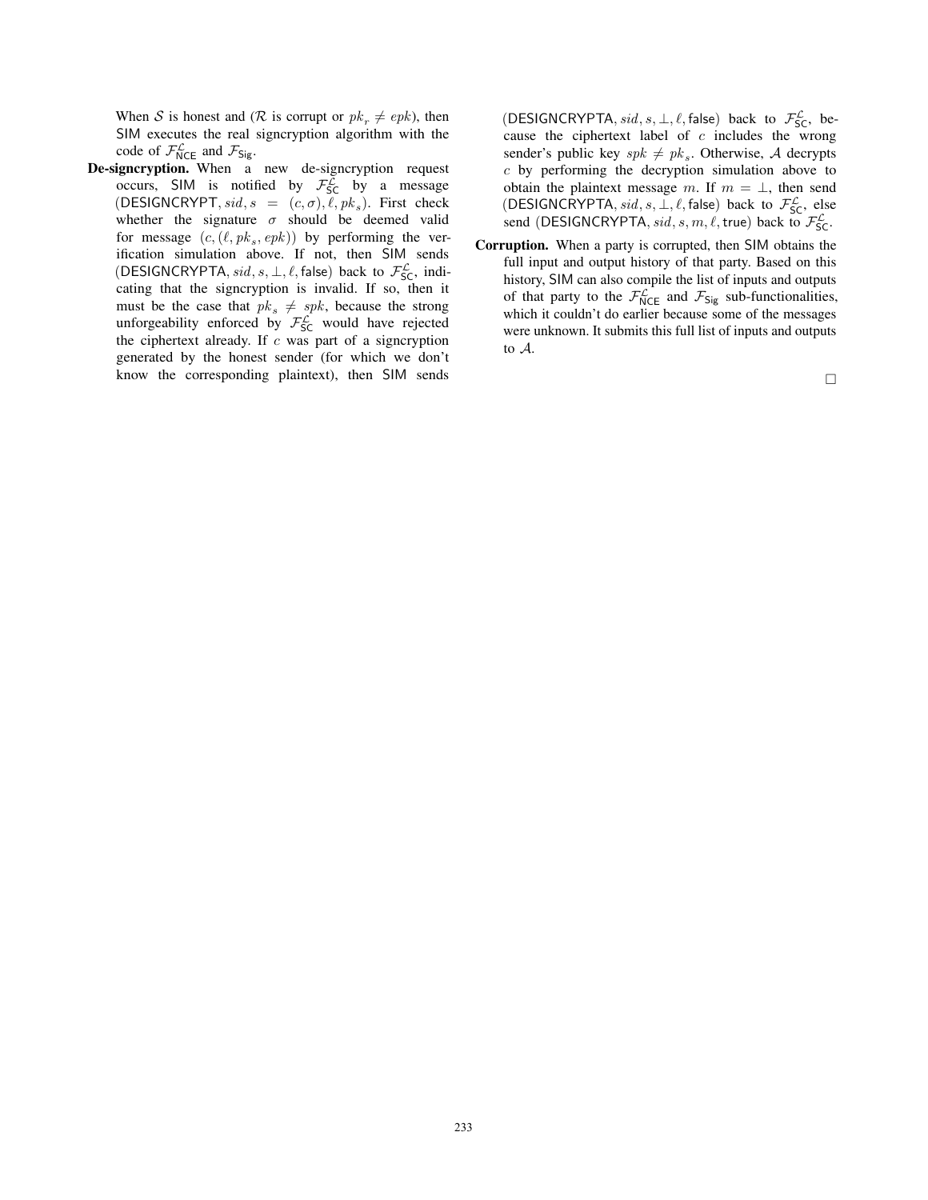When $\mathcal{S}$ is honest and ($\mathcal{R}$ is corrupt or $pk_r \neq epk$), then SIM executes the real signcryption algorithm with the code of $\mathcal{F}^{\mathcal{L}}_{\mathsf{NCE}}$ and $\mathcal{F}_{\mathsf{Sig}}$.

**De-signcryption.** When a new de-signcryption request occurs, SIM is notified by $\mathcal{F}^{\mathcal{L}}_{\mathsf{SC}}$ by a message $(\mathsf{DESIGNCRYPT}, sid, s = (c, \sigma), \ell, pk_s)$. First check whether the signature $\sigma$ should be deemed valid for message $(c, (\ell, pk_s, epk))$ by performing the verification simulation above. If not, then SIM sends $(\mathsf{DESIGNCRYPTA}, sid, s, \perp, \ell, \mathsf{false})$ back to $\mathcal{F}^{\mathcal{L}}_{\mathsf{SC}}$, indicating that the signcryption is invalid. If so, then it must be the case that $pk_s \neq spk$, because the strong unforgeability enforced by $\mathcal{F}^{\mathcal{L}}_{\mathsf{SC}}$ would have rejected the ciphertext already. If $c$ was part of a signcryption generated by the honest sender (for which we don't know the corresponding plaintext), then SIM sends $(\mathsf{DESIGNCRYPTA}, sid, s, \perp, \ell, \mathsf{false})$ back to $\mathcal{F}^{\mathcal{L}}_{\mathsf{SC}}$, because the ciphertext label of $c$ includes the wrong sender's public key $spk \neq pk_s$. Otherwise, $\mathcal{A}$ decrypts $c$ by performing the decryption simulation above to obtain the plaintext message $m$. If $m = \perp$, then send $(\mathsf{DESIGNCRYPTA}, sid, s, \perp, \ell, \mathsf{false})$ back to $\mathcal{F}^{\mathcal{L}}_{\mathsf{SC}}$, else send $(\mathsf{DESIGNCRYPTA}, sid, s, m, \ell, \mathsf{true})$ back to $\mathcal{F}^{\mathcal{L}}_{\mathsf{SC}}$.

**Corruption.** When a party is corrupted, then SIM obtains the full input and output history of that party. Based on this history, SIM can also compile the list of inputs and outputs of that party to the $\mathcal{F}^{\mathcal{L}}_{\mathsf{NCE}}$ and $\mathcal{F}_{\mathsf{Sig}}$ sub-functionalities, which it couldn't do earlier because some of the messages were unknown. It submits this full list of inputs and outputs to $\mathcal{A}$.

□